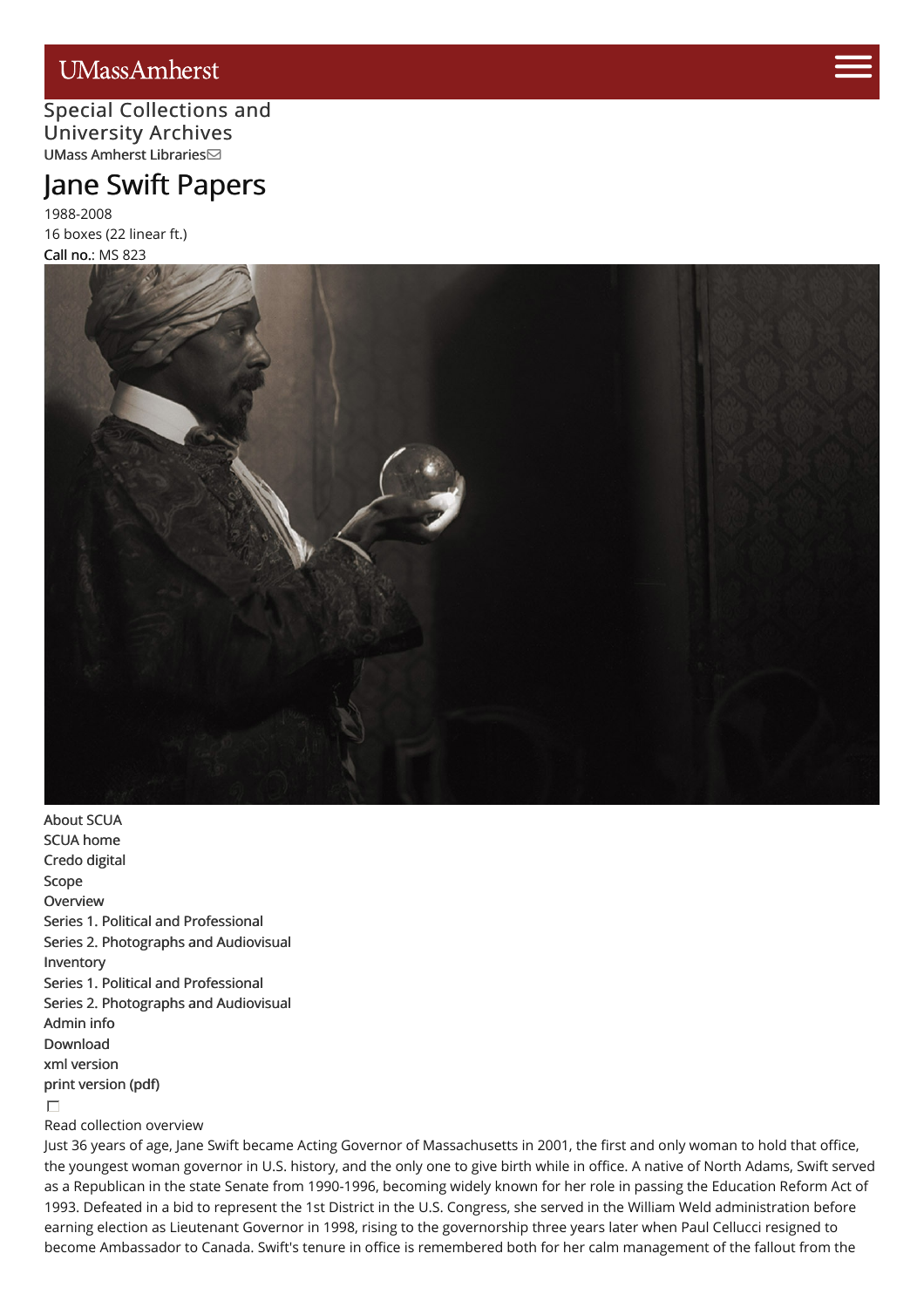UMassAmherst

Special Collections and University Archives
UMass Amherst Libraries

# Jane Swift Papers

1988-2008
16 boxes (22 linear ft.)
**Call no.**: MS 823

- About SCUA
- SCUA home
- Credo digital
- Scope
- Overview
- Series 1. Political and Professional
- Series 2. Photographs and Audiovisual
- Inventory
- Series 1. Political and Professional
- Series 2. Photographs and Audiovisual
- Admin info
- Download
- xml version
- print version (pdf)

Read collection overview

Just 36 years of age, Jane Swift became Acting Governor of Massachusetts in 2001, the first and only woman to hold that office, the youngest woman governor in U.S. history, and the only one to give birth while in office. A native of North Adams, Swift served as a Republican in the state Senate from 1990-1996, becoming widely known for her role in passing the Education Reform Act of 1993. Defeated in a bid to represent the 1st District in the U.S. Congress, she served in the William Weld administration before earning election as Lieutenant Governor in 1998, rising to the governorship three years later when Paul Cellucci resigned to become Ambassador to Canada. Swift's tenure in office is remembered both for her calm management of the fallout from the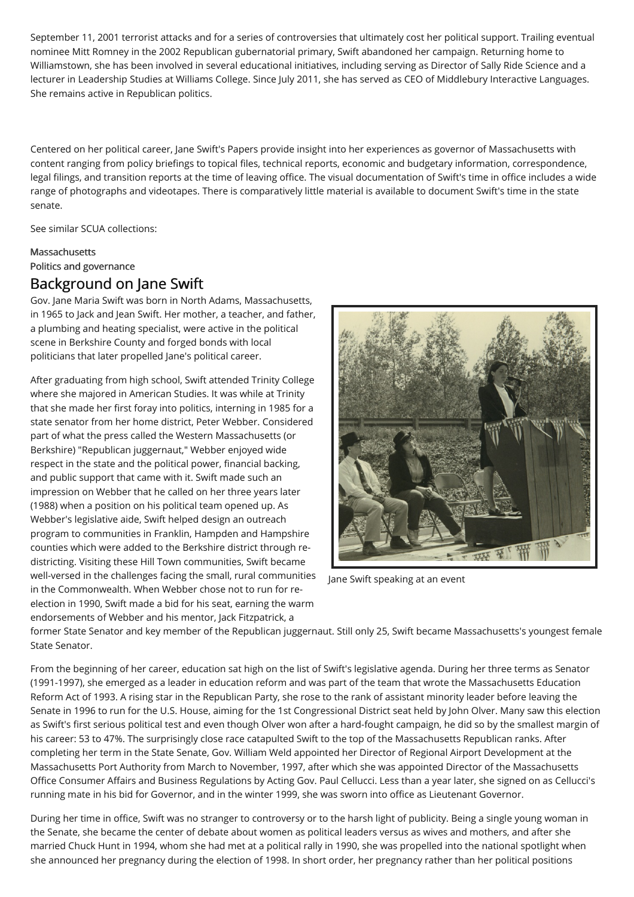September 11, 2001 terrorist attacks and for a series of controversies that ultimately cost her political support. Trailing eventual nominee Mitt Romney in the 2002 Republican gubernatorial primary, Swift abandoned her campaign. Returning home to Williamstown, she has been involved in several educational initiatives, including serving as Director of Sally Ride Science and a lecturer in Leadership Studies at Williams College. Since July 2011, she has served as CEO of Middlebury Interactive Languages. She remains active in Republican politics.

Centered on her political career, Jane Swift's Papers provide insight into her experiences as governor of Massachusetts with content ranging from policy briefings to topical files, technical reports, economic and budgetary information, correspondence, legal filings, and transition reports at the time of leaving office. The visual documentation of Swift's time in office includes a wide range of photographs and videotapes. There is comparatively little material is available to document Swift's time in the state senate.

See similar SCUA collections:

**Massachusetts**
**Politics and governance**

## Background on Jane Swift

Gov. Jane Maria Swift was born in North Adams, Massachusetts, in 1965 to Jack and Jean Swift. Her mother, a teacher, and father, a plumbing and heating specialist, were active in the political scene in Berkshire County and forged bonds with local politicians that later propelled Jane's political career.

Jane Swift speaking at an event

After graduating from high school, Swift attended Trinity College where she majored in American Studies. It was while at Trinity that she made her first foray into politics, interning in 1985 for a state senator from her home district, Peter Webber. Considered part of what the press called the Western Massachusetts (or Berkshire) "Republican juggernaut," Webber enjoyed wide respect in the state and the political power, financial backing, and public support that came with it. Swift made such an impression on Webber that he called on her three years later (1988) when a position on his political team opened up. As Webber's legislative aide, Swift helped design an outreach program to communities in Franklin, Hampden and Hampshire counties which were added to the Berkshire district through re-districting. Visiting these Hill Town communities, Swift became well-versed in the challenges facing the small, rural communities in the Commonwealth. When Webber chose not to run for re-election in 1990, Swift made a bid for his seat, earning the warm endorsements of Webber and his mentor, Jack Fitzpatrick, a former State Senator and key member of the Republican juggernaut. Still only 25, Swift became Massachusetts's youngest female State Senator.

From the beginning of her career, education sat high on the list of Swift's legislative agenda. During her three terms as Senator (1991-1997), she emerged as a leader in education reform and was part of the team that wrote the Massachusetts Education Reform Act of 1993. A rising star in the Republican Party, she rose to the rank of assistant minority leader before leaving the Senate in 1996 to run for the U.S. House, aiming for the 1st Congressional District seat held by John Olver. Many saw this election as Swift's first serious political test and even though Olver won after a hard-fought campaign, he did so by the smallest margin of his career: 53 to 47%. The surprisingly close race catapulted Swift to the top of the Massachusetts Republican ranks. After completing her term in the State Senate, Gov. William Weld appointed her Director of Regional Airport Development at the Massachusetts Port Authority from March to November, 1997, after which she was appointed Director of the Massachusetts Office Consumer Affairs and Business Regulations by Acting Gov. Paul Cellucci. Less than a year later, she signed on as Cellucci's running mate in his bid for Governor, and in the winter 1999, she was sworn into office as Lieutenant Governor.

During her time in office, Swift was no stranger to controversy or to the harsh light of publicity. Being a single young woman in the Senate, she became the center of debate about women as political leaders versus as wives and mothers, and after she married Chuck Hunt in 1994, whom she had met at a political rally in 1990, she was propelled into the national spotlight when she announced her pregnancy during the election of 1998. In short order, her pregnancy rather than her political positions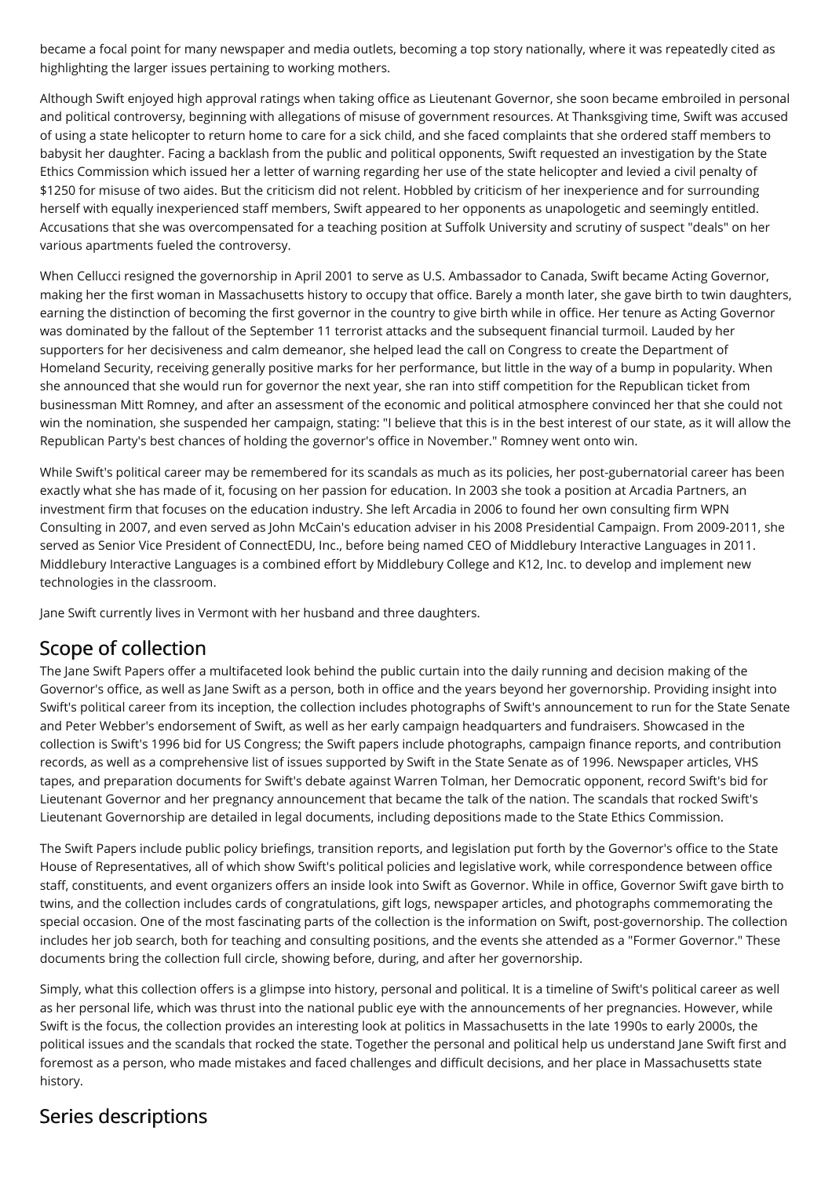became a focal point for many newspaper and media outlets, becoming a top story nationally, where it was repeatedly cited as highlighting the larger issues pertaining to working mothers.

Although Swift enjoyed high approval ratings when taking office as Lieutenant Governor, she soon became embroiled in personal and political controversy, beginning with allegations of misuse of government resources. At Thanksgiving time, Swift was accused of using a state helicopter to return home to care for a sick child, and she faced complaints that she ordered staff members to babysit her daughter. Facing a backlash from the public and political opponents, Swift requested an investigation by the State Ethics Commission which issued her a letter of warning regarding her use of the state helicopter and levied a civil penalty of $1250 for misuse of two aides. But the criticism did not relent. Hobbled by criticism of her inexperience and for surrounding herself with equally inexperienced staff members, Swift appeared to her opponents as unapologetic and seemingly entitled. Accusations that she was overcompensated for a teaching position at Suffolk University and scrutiny of suspect "deals" on her various apartments fueled the controversy.

When Cellucci resigned the governorship in April 2001 to serve as U.S. Ambassador to Canada, Swift became Acting Governor, making her the first woman in Massachusetts history to occupy that office. Barely a month later, she gave birth to twin daughters, earning the distinction of becoming the first governor in the country to give birth while in office. Her tenure as Acting Governor was dominated by the fallout of the September 11 terrorist attacks and the subsequent financial turmoil. Lauded by her supporters for her decisiveness and calm demeanor, she helped lead the call on Congress to create the Department of Homeland Security, receiving generally positive marks for her performance, but little in the way of a bump in popularity. When she announced that she would run for governor the next year, she ran into stiff competition for the Republican ticket from businessman Mitt Romney, and after an assessment of the economic and political atmosphere convinced her that she could not win the nomination, she suspended her campaign, stating: "I believe that this is in the best interest of our state, as it will allow the Republican Party's best chances of holding the governor's office in November." Romney went onto win.

While Swift's political career may be remembered for its scandals as much as its policies, her post-gubernatorial career has been exactly what she has made of it, focusing on her passion for education. In 2003 she took a position at Arcadia Partners, an investment firm that focuses on the education industry. She left Arcadia in 2006 to found her own consulting firm WPN Consulting in 2007, and even served as John McCain's education adviser in his 2008 Presidential Campaign. From 2009-2011, she served as Senior Vice President of ConnectEDU, Inc., before being named CEO of Middlebury Interactive Languages in 2011. Middlebury Interactive Languages is a combined effort by Middlebury College and K12, Inc. to develop and implement new technologies in the classroom.

Jane Swift currently lives in Vermont with her husband and three daughters.

## Scope of collection

The Jane Swift Papers offer a multifaceted look behind the public curtain into the daily running and decision making of the Governor's office, as well as Jane Swift as a person, both in office and the years beyond her governorship. Providing insight into Swift's political career from its inception, the collection includes photographs of Swift's announcement to run for the State Senate and Peter Webber's endorsement of Swift, as well as her early campaign headquarters and fundraisers. Showcased in the collection is Swift's 1996 bid for US Congress; the Swift papers include photographs, campaign finance reports, and contribution records, as well as a comprehensive list of issues supported by Swift in the State Senate as of 1996. Newspaper articles, VHS tapes, and preparation documents for Swift's debate against Warren Tolman, her Democratic opponent, record Swift's bid for Lieutenant Governor and her pregnancy announcement that became the talk of the nation. The scandals that rocked Swift's Lieutenant Governorship are detailed in legal documents, including depositions made to the State Ethics Commission.

The Swift Papers include public policy briefings, transition reports, and legislation put forth by the Governor's office to the State House of Representatives, all of which show Swift's political policies and legislative work, while correspondence between office staff, constituents, and event organizers offers an inside look into Swift as Governor. While in office, Governor Swift gave birth to twins, and the collection includes cards of congratulations, gift logs, newspaper articles, and photographs commemorating the special occasion. One of the most fascinating parts of the collection is the information on Swift, post-governorship. The collection includes her job search, both for teaching and consulting positions, and the events she attended as a "Former Governor." These documents bring the collection full circle, showing before, during, and after her governorship.

Simply, what this collection offers is a glimpse into history, personal and political. It is a timeline of Swift's political career as well as her personal life, which was thrust into the national public eye with the announcements of her pregnancies. However, while Swift is the focus, the collection provides an interesting look at politics in Massachusetts in the late 1990s to early 2000s, the political issues and the scandals that rocked the state. Together the personal and political help us understand Jane Swift first and foremost as a person, who made mistakes and faced challenges and difficult decisions, and her place in Massachusetts state history.

## Series descriptions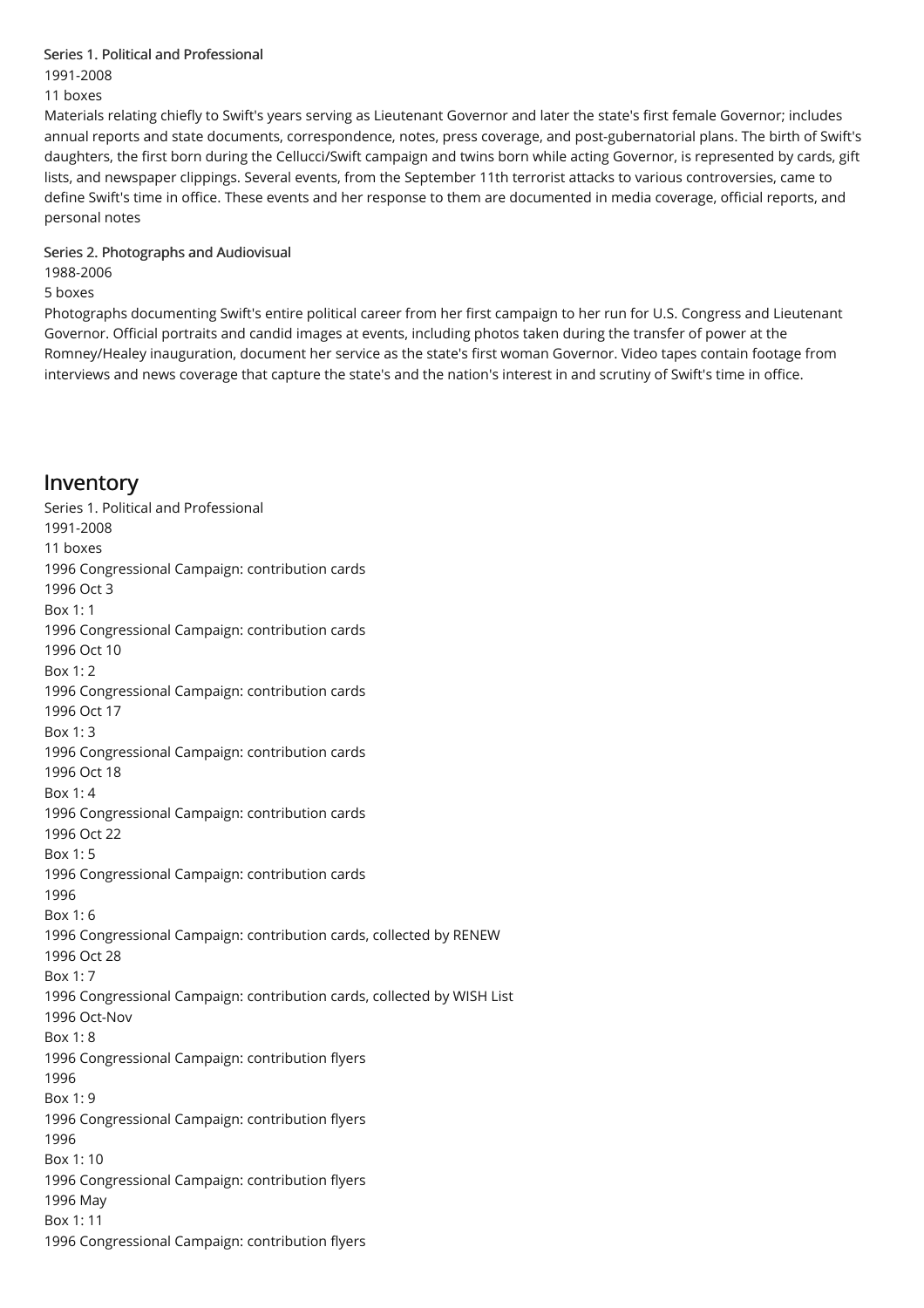### Series 1. Political and Professional

1991-2008

11 boxes

Materials relating chiefly to Swift's years serving as Lieutenant Governor and later the state's first female Governor; includes annual reports and state documents, correspondence, notes, press coverage, and post-gubernatorial plans. The birth of Swift's daughters, the first born during the Cellucci/Swift campaign and twins born while acting Governor, is represented by cards, gift lists, and newspaper clippings. Several events, from the September 11th terrorist attacks to various controversies, came to define Swift's time in office. These events and her response to them are documented in media coverage, official reports, and personal notes

### Series 2. Photographs and Audiovisual

1988-2006

5 boxes

Photographs documenting Swift's entire political career from her first campaign to her run for U.S. Congress and Lieutenant Governor. Official portraits and candid images at events, including photos taken during the transfer of power at the Romney/Healey inauguration, document her service as the state's first woman Governor. Video tapes contain footage from interviews and news coverage that capture the state's and the nation's interest in and scrutiny of Swift's time in office.

## Inventory

Series 1. Political and Professional

1991-2008

11 boxes

1996 Congressional Campaign: contribution cards
1996 Oct 3
Box 1: 1

1996 Congressional Campaign: contribution cards
1996 Oct 10
Box 1: 2

1996 Congressional Campaign: contribution cards
1996 Oct 17
Box 1: 3

1996 Congressional Campaign: contribution cards
1996 Oct 18
Box 1: 4

1996 Congressional Campaign: contribution cards
1996 Oct 22
Box 1: 5

1996 Congressional Campaign: contribution cards
1996
Box 1: 6

1996 Congressional Campaign: contribution cards, collected by RENEW
1996 Oct 28
Box 1: 7

1996 Congressional Campaign: contribution cards, collected by WISH List
1996 Oct-Nov
Box 1: 8

1996 Congressional Campaign: contribution flyers
1996
Box 1: 9

1996 Congressional Campaign: contribution flyers
1996
Box 1: 10

1996 Congressional Campaign: contribution flyers
1996 May
Box 1: 11

1996 Congressional Campaign: contribution flyers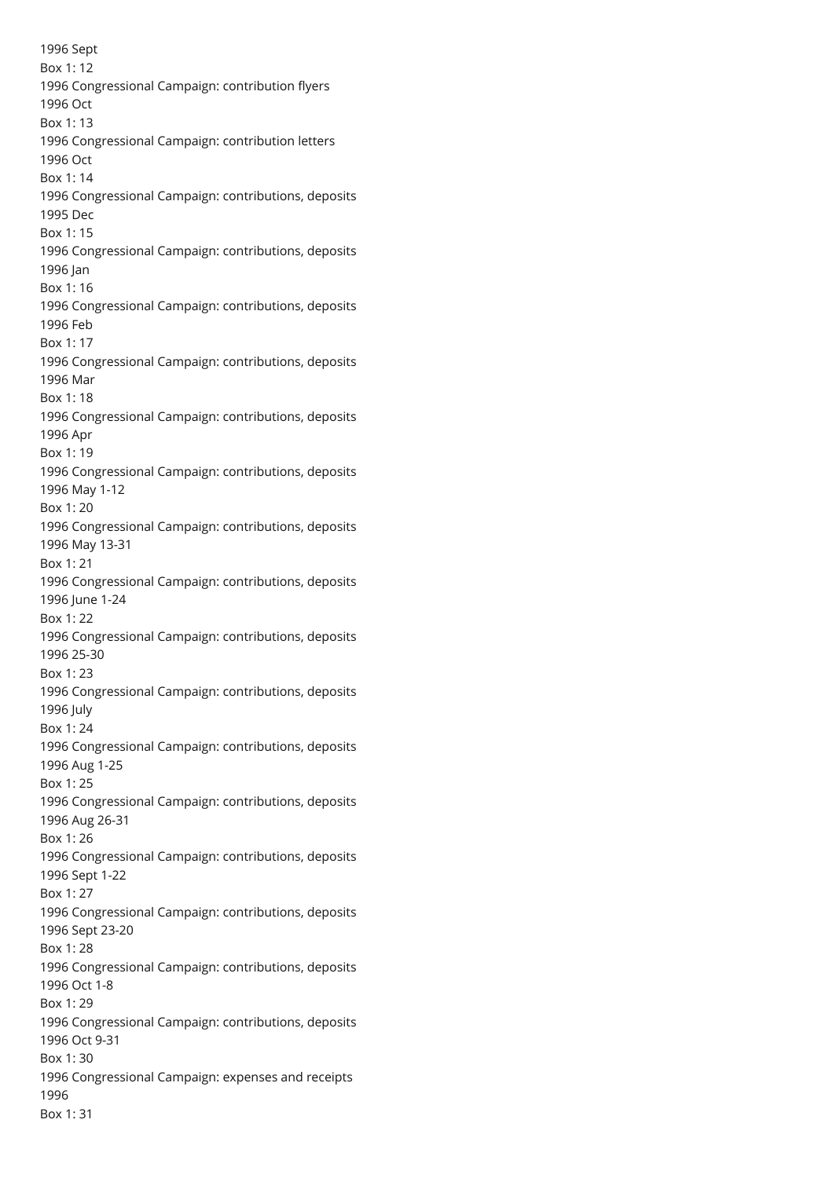1996 Sept
Box 1: 12
1996 Congressional Campaign: contribution flyers
1996 Oct
Box 1: 13
1996 Congressional Campaign: contribution letters
1996 Oct
Box 1: 14
1996 Congressional Campaign: contributions, deposits
1995 Dec
Box 1: 15
1996 Congressional Campaign: contributions, deposits
1996 Jan
Box 1: 16
1996 Congressional Campaign: contributions, deposits
1996 Feb
Box 1: 17
1996 Congressional Campaign: contributions, deposits
1996 Mar
Box 1: 18
1996 Congressional Campaign: contributions, deposits
1996 Apr
Box 1: 19
1996 Congressional Campaign: contributions, deposits
1996 May 1-12
Box 1: 20
1996 Congressional Campaign: contributions, deposits
1996 May 13-31
Box 1: 21
1996 Congressional Campaign: contributions, deposits
1996 June 1-24
Box 1: 22
1996 Congressional Campaign: contributions, deposits
1996 25-30
Box 1: 23
1996 Congressional Campaign: contributions, deposits
1996 July
Box 1: 24
1996 Congressional Campaign: contributions, deposits
1996 Aug 1-25
Box 1: 25
1996 Congressional Campaign: contributions, deposits
1996 Aug 26-31
Box 1: 26
1996 Congressional Campaign: contributions, deposits
1996 Sept 1-22
Box 1: 27
1996 Congressional Campaign: contributions, deposits
1996 Sept 23-20
Box 1: 28
1996 Congressional Campaign: contributions, deposits
1996 Oct 1-8
Box 1: 29
1996 Congressional Campaign: contributions, deposits
1996 Oct 9-31
Box 1: 30
1996 Congressional Campaign: expenses and receipts
1996
Box 1: 31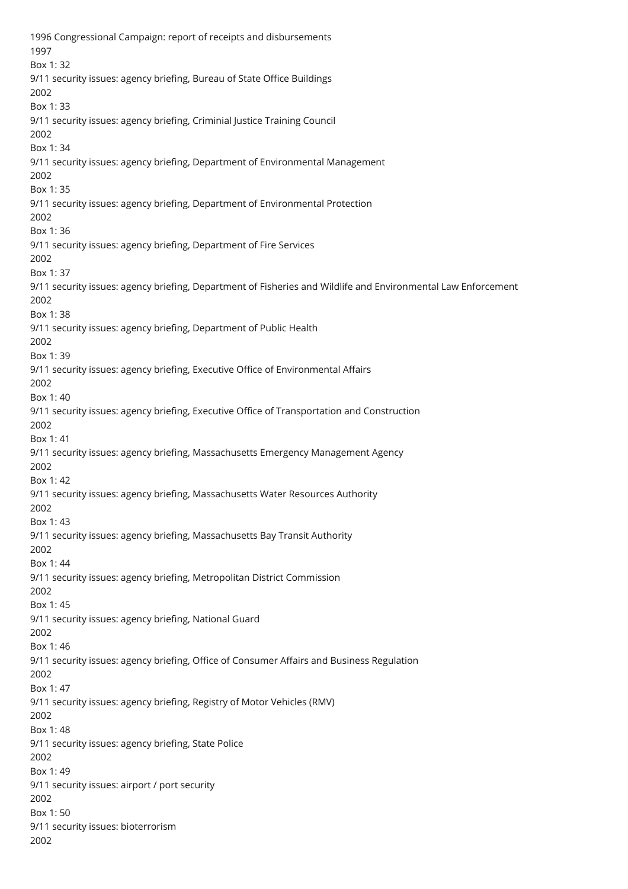1996 Congressional Campaign: report of receipts and disbursements
1997
Box 1: 32
9/11 security issues: agency briefing, Bureau of State Office Buildings
2002
Box 1: 33
9/11 security issues: agency briefing, Criminial Justice Training Council
2002
Box 1: 34
9/11 security issues: agency briefing, Department of Environmental Management
2002
Box 1: 35
9/11 security issues: agency briefing, Department of Environmental Protection
2002
Box 1: 36
9/11 security issues: agency briefing, Department of Fire Services
2002
Box 1: 37
9/11 security issues: agency briefing, Department of Fisheries and Wildlife and Environmental Law Enforcement
2002
Box 1: 38
9/11 security issues: agency briefing, Department of Public Health
2002
Box 1: 39
9/11 security issues: agency briefing, Executive Office of Environmental Affairs
2002
Box 1: 40
9/11 security issues: agency briefing, Executive Office of Transportation and Construction
2002
Box 1: 41
9/11 security issues: agency briefing, Massachusetts Emergency Management Agency
2002
Box 1: 42
9/11 security issues: agency briefing, Massachusetts Water Resources Authority
2002
Box 1: 43
9/11 security issues: agency briefing, Massachusetts Bay Transit Authority
2002
Box 1: 44
9/11 security issues: agency briefing, Metropolitan District Commission
2002
Box 1: 45
9/11 security issues: agency briefing, National Guard
2002
Box 1: 46
9/11 security issues: agency briefing, Office of Consumer Affairs and Business Regulation
2002
Box 1: 47
9/11 security issues: agency briefing, Registry of Motor Vehicles (RMV)
2002
Box 1: 48
9/11 security issues: agency briefing, State Police
2002
Box 1: 49
9/11 security issues: airport / port security
2002
Box 1: 50
9/11 security issues: bioterrorism
2002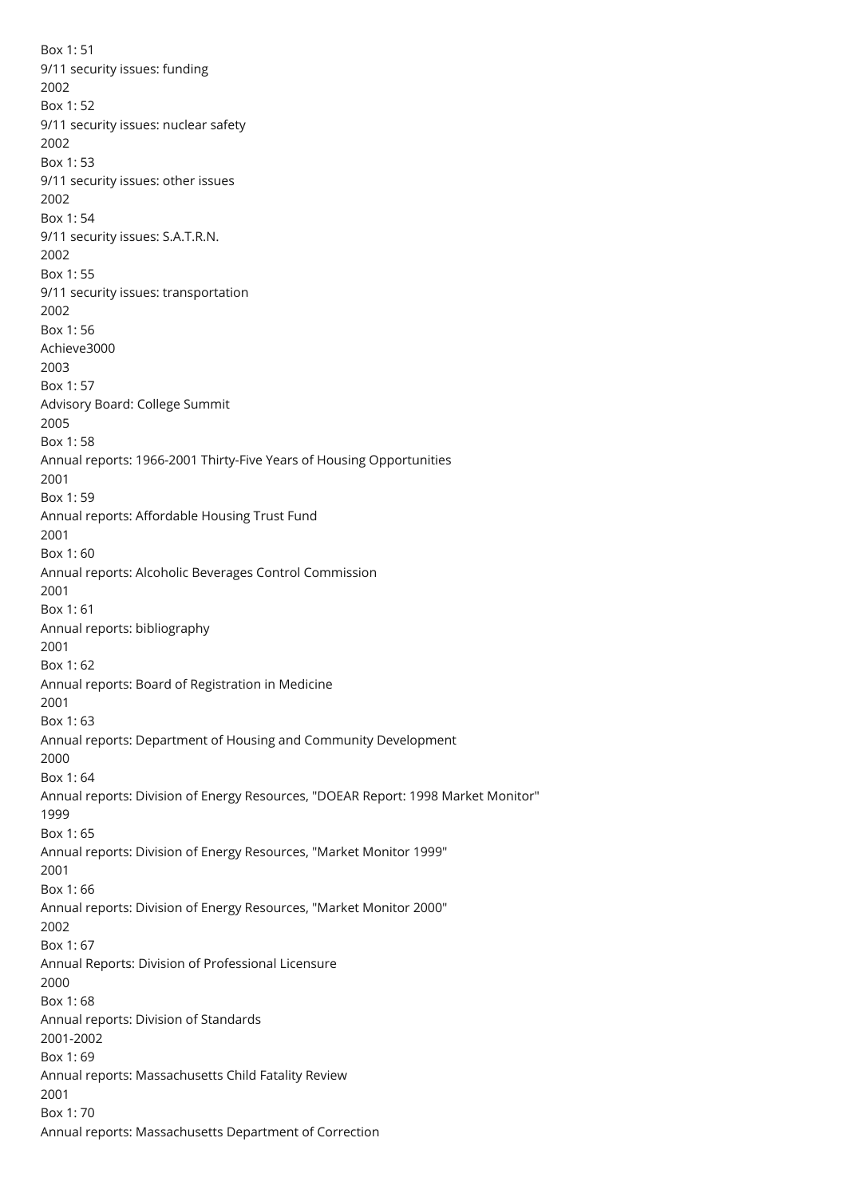Box 1: 51
9/11 security issues: funding
2002
Box 1: 52
9/11 security issues: nuclear safety
2002
Box 1: 53
9/11 security issues: other issues
2002
Box 1: 54
9/11 security issues: S.A.T.R.N.
2002
Box 1: 55
9/11 security issues: transportation
2002
Box 1: 56
Achieve3000
2003
Box 1: 57
Advisory Board: College Summit
2005
Box 1: 58
Annual reports: 1966-2001 Thirty-Five Years of Housing Opportunities
2001
Box 1: 59
Annual reports: Affordable Housing Trust Fund
2001
Box 1: 60
Annual reports: Alcoholic Beverages Control Commission
2001
Box 1: 61
Annual reports: bibliography
2001
Box 1: 62
Annual reports: Board of Registration in Medicine
2001
Box 1: 63
Annual reports: Department of Housing and Community Development
2000
Box 1: 64
Annual reports: Division of Energy Resources, "DOEAR Report: 1998 Market Monitor"
1999
Box 1: 65
Annual reports: Division of Energy Resources, "Market Monitor 1999"
2001
Box 1: 66
Annual reports: Division of Energy Resources, "Market Monitor 2000"
2002
Box 1: 67
Annual Reports: Division of Professional Licensure
2000
Box 1: 68
Annual reports: Division of Standards
2001-2002
Box 1: 69
Annual reports: Massachusetts Child Fatality Review
2001
Box 1: 70
Annual reports: Massachusetts Department of Correction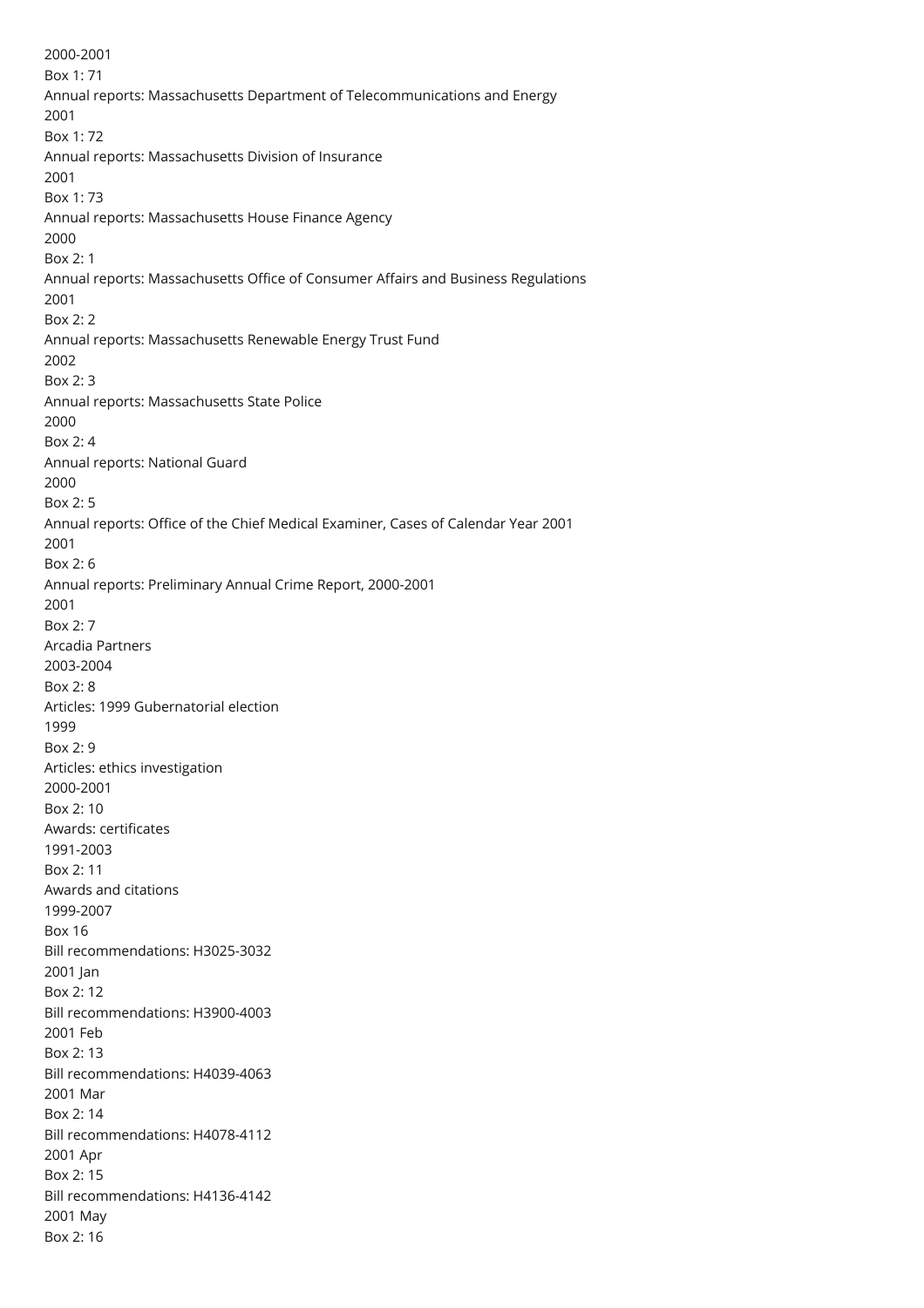2000-2001

Box 1: 71

Annual reports: Massachusetts Department of Telecommunications and Energy

2001

Box 1: 72

Annual reports: Massachusetts Division of Insurance

2001

Box 1: 73

Annual reports: Massachusetts House Finance Agency

2000

Box 2: 1

Annual reports: Massachusetts Office of Consumer Affairs and Business Regulations

2001

Box 2: 2

Annual reports: Massachusetts Renewable Energy Trust Fund

2002

Box 2: 3

Annual reports: Massachusetts State Police

2000

Box 2: 4

Annual reports: National Guard

2000

Box 2: 5

Annual reports: Office of the Chief Medical Examiner, Cases of Calendar Year 2001

2001

Box 2: 6

Annual reports: Preliminary Annual Crime Report, 2000-2001

2001

Box 2: 7

Arcadia Partners

2003-2004

Box 2: 8

Articles: 1999 Gubernatorial election

1999

Box 2: 9

Articles: ethics investigation

2000-2001

Box 2: 10

Awards: certificates

1991-2003

Box 2: 11

Awards and citations

1999-2007

Box 16

Bill recommendations: H3025-3032

2001 Jan

Box 2: 12

Bill recommendations: H3900-4003

2001 Feb

Box 2: 13

Bill recommendations: H4039-4063

2001 Mar

Box 2: 14

Bill recommendations: H4078-4112

2001 Apr

Box 2: 15

Bill recommendations: H4136-4142

2001 May

Box 2: 16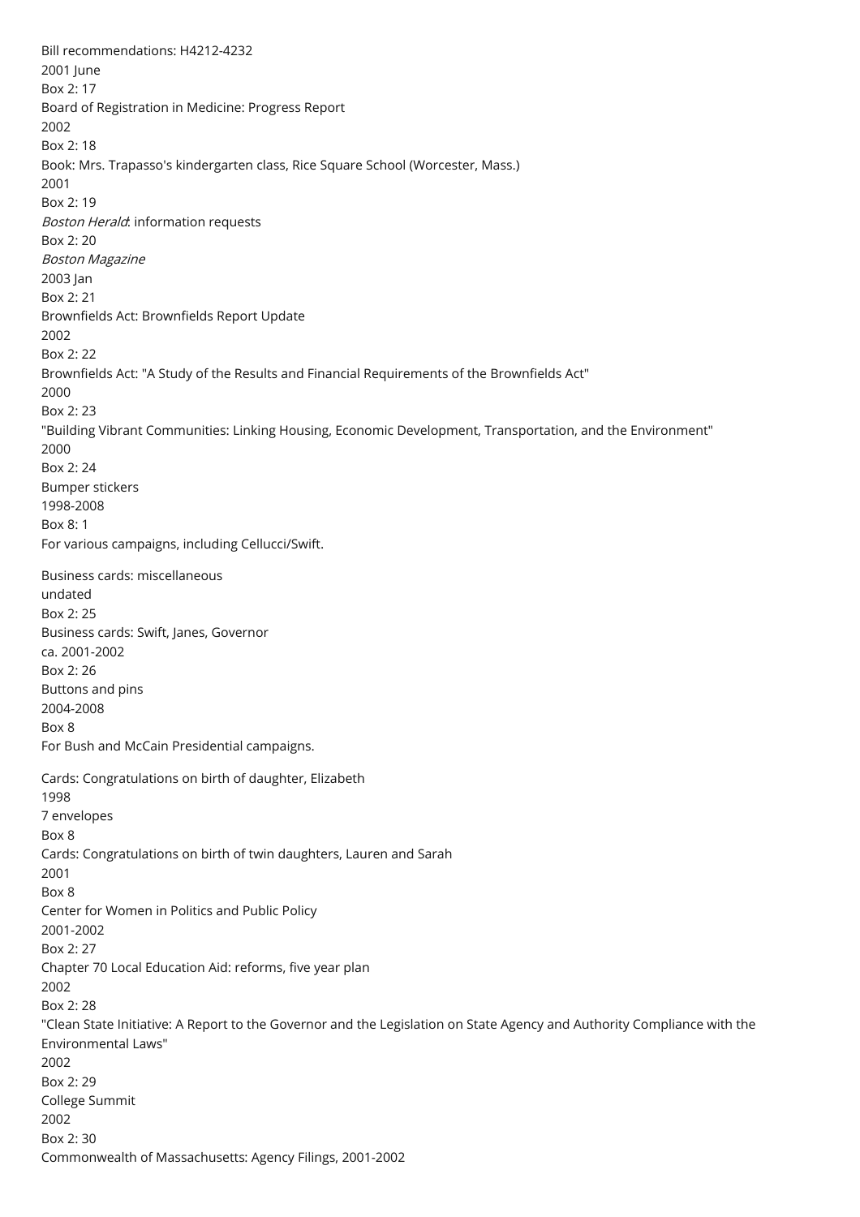Bill recommendations: H4212-4232
2001 June
Box 2: 17

Board of Registration in Medicine: Progress Report
2002
Box 2: 18

Book: Mrs. Trapasso's kindergarten class, Rice Square School (Worcester, Mass.)
2001
Box 2: 19

*Boston Herald*: information requests
Box 2: 20

*Boston Magazine*
2003 Jan
Box 2: 21

Brownfields Act: Brownfields Report Update
2002
Box 2: 22

Brownfields Act: "A Study of the Results and Financial Requirements of the Brownfields Act"
2000
Box 2: 23

"Building Vibrant Communities: Linking Housing, Economic Development, Transportation, and the Environment"
2000
Box 2: 24

Bumper stickers
1998-2008
Box 8: 1
For various campaigns, including Cellucci/Swift.

Business cards: miscellaneous
undated
Box 2: 25

Business cards: Swift, Janes, Governor
ca. 2001-2002
Box 2: 26

Buttons and pins
2004-2008
Box 8
For Bush and McCain Presidential campaigns.

Cards: Congratulations on birth of daughter, Elizabeth
1998
7 envelopes
Box 8

Cards: Congratulations on birth of twin daughters, Lauren and Sarah
2001
Box 8

Center for Women in Politics and Public Policy
2001-2002
Box 2: 27

Chapter 70 Local Education Aid: reforms, five year plan
2002
Box 2: 28

"Clean State Initiative: A Report to the Governor and the Legislation on State Agency and Authority Compliance with the Environmental Laws"
2002
Box 2: 29

College Summit
2002
Box 2: 30

Commonwealth of Massachusetts: Agency Filings, 2001-2002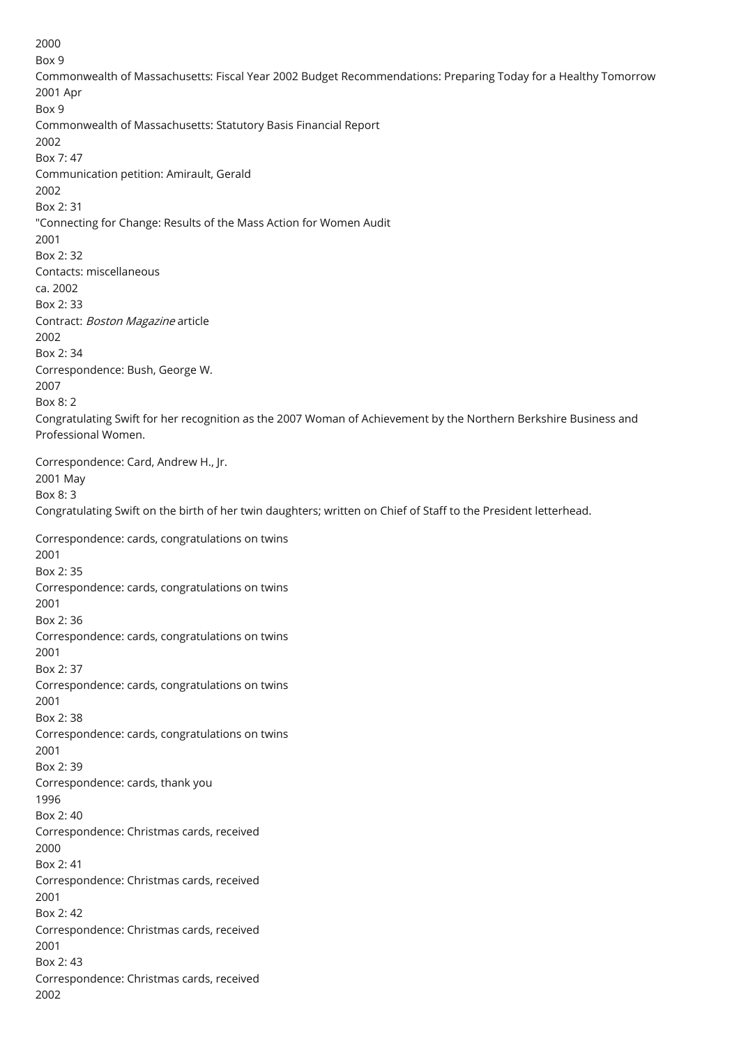2000

Box 9

Commonwealth of Massachusetts: Fiscal Year 2002 Budget Recommendations: Preparing Today for a Healthy Tomorrow

2001 Apr

Box 9

Commonwealth of Massachusetts: Statutory Basis Financial Report

2002

Box 7: 47

Communication petition: Amirault, Gerald

2002

Box 2: 31

"Connecting for Change: Results of the Mass Action for Women Audit

2001

Box 2: 32

Contacts: miscellaneous

ca. 2002

Box 2: 33

Contract: *Boston Magazine* article

2002

Box 2: 34

Correspondence: Bush, George W.

2007

Box 8: 2

Congratulating Swift for her recognition as the 2007 Woman of Achievement by the Northern Berkshire Business and Professional Women.

Correspondence: Card, Andrew H., Jr.

2001 May

Box 8: 3

Congratulating Swift on the birth of her twin daughters; written on Chief of Staff to the President letterhead.

Correspondence: cards, congratulations on twins

2001

Box 2: 35

Correspondence: cards, congratulations on twins

2001

Box 2: 36

Correspondence: cards, congratulations on twins

2001

Box 2: 37

Correspondence: cards, congratulations on twins

2001

Box 2: 38

Correspondence: cards, congratulations on twins

2001

Box 2: 39

Correspondence: cards, thank you

1996

Box 2: 40

Correspondence: Christmas cards, received

2000

Box 2: 41

Correspondence: Christmas cards, received

2001

Box 2: 42

Correspondence: Christmas cards, received

2001

Box 2: 43

Correspondence: Christmas cards, received

2002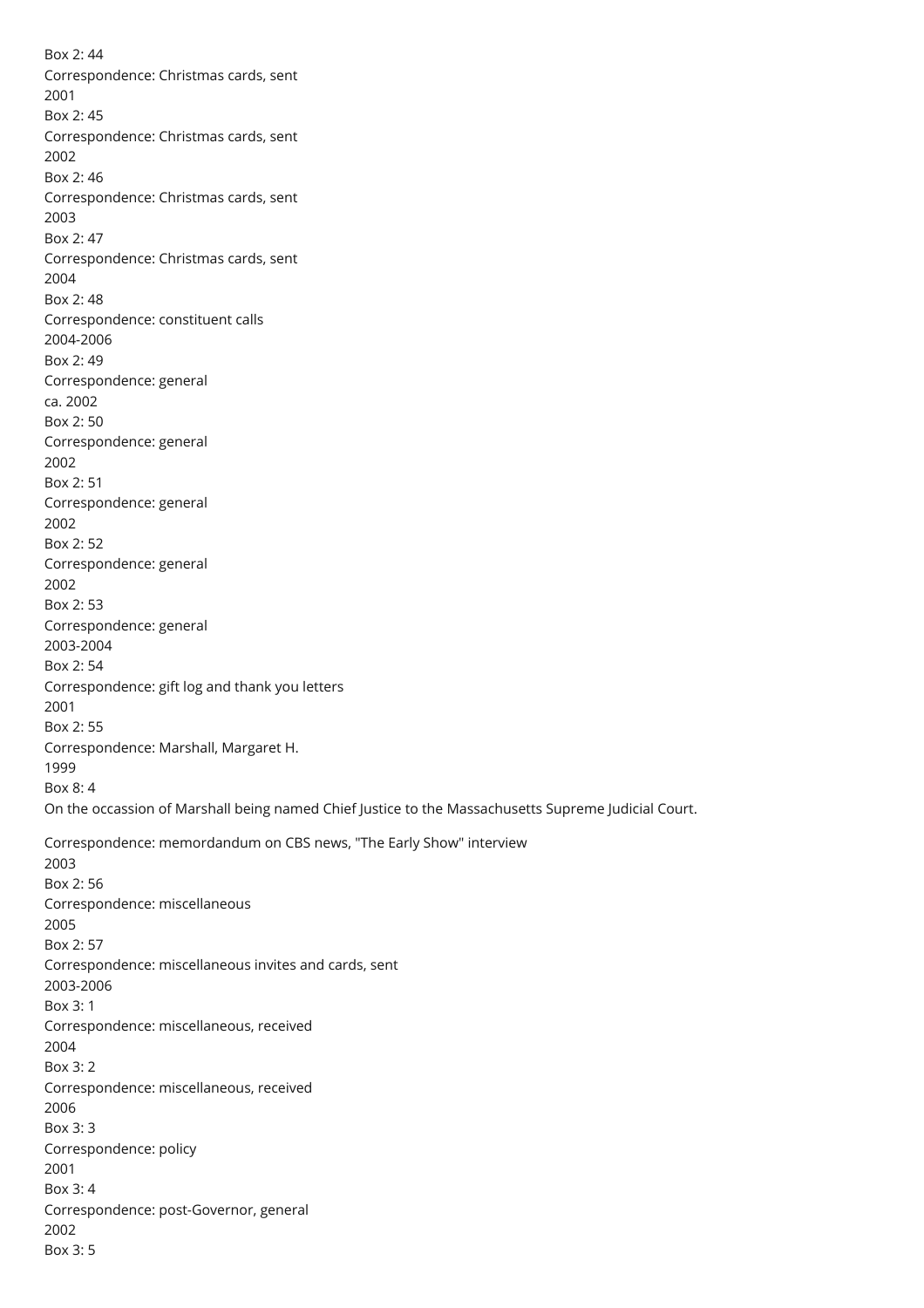Box 2: 44

Correspondence: Christmas cards, sent

2001

Box 2: 45

Correspondence: Christmas cards, sent

2002

Box 2: 46

Correspondence: Christmas cards, sent

2003

Box 2: 47

Correspondence: Christmas cards, sent

2004

Box 2: 48

Correspondence: constituent calls

2004-2006

Box 2: 49

Correspondence: general

ca. 2002

Box 2: 50

Correspondence: general

2002

Box 2: 51

Correspondence: general

2002

Box 2: 52

Correspondence: general

2002

Box 2: 53

Correspondence: general

2003-2004

Box 2: 54

Correspondence: gift log and thank you letters

2001

Box 2: 55

Correspondence: Marshall, Margaret H.

1999

Box 8: 4

On the occassion of Marshall being named Chief Justice to the Massachusetts Supreme Judicial Court.

Correspondence: memordandum on CBS news, "The Early Show" interview

2003

Box 2: 56

Correspondence: miscellaneous

2005

Box 2: 57

Correspondence: miscellaneous invites and cards, sent

2003-2006

Box 3: 1

Correspondence: miscellaneous, received

2004

Box 3: 2

Correspondence: miscellaneous, received

2006

Box 3: 3

Correspondence: policy

2001

Box 3: 4

Correspondence: post-Governor, general

2002

Box 3: 5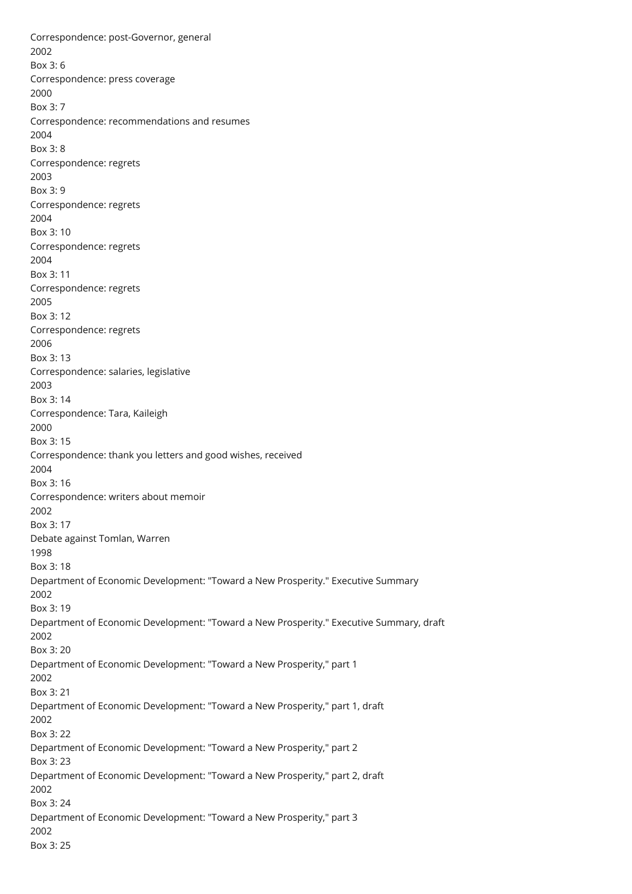Correspondence: post-Governor, general
2002
Box 3: 6
Correspondence: press coverage
2000
Box 3: 7
Correspondence: recommendations and resumes
2004
Box 3: 8
Correspondence: regrets
2003
Box 3: 9
Correspondence: regrets
2004
Box 3: 10
Correspondence: regrets
2004
Box 3: 11
Correspondence: regrets
2005
Box 3: 12
Correspondence: regrets
2006
Box 3: 13
Correspondence: salaries, legislative
2003
Box 3: 14
Correspondence: Tara, Kaileigh
2000
Box 3: 15
Correspondence: thank you letters and good wishes, received
2004
Box 3: 16
Correspondence: writers about memoir
2002
Box 3: 17
Debate against Tomlan, Warren
1998
Box 3: 18
Department of Economic Development: "Toward a New Prosperity." Executive Summary
2002
Box 3: 19
Department of Economic Development: "Toward a New Prosperity." Executive Summary, draft
2002
Box 3: 20
Department of Economic Development: "Toward a New Prosperity," part 1
2002
Box 3: 21
Department of Economic Development: "Toward a New Prosperity," part 1, draft
2002
Box 3: 22
Department of Economic Development: "Toward a New Prosperity," part 2
Box 3: 23
Department of Economic Development: "Toward a New Prosperity," part 2, draft
2002
Box 3: 24
Department of Economic Development: "Toward a New Prosperity," part 3
2002
Box 3: 25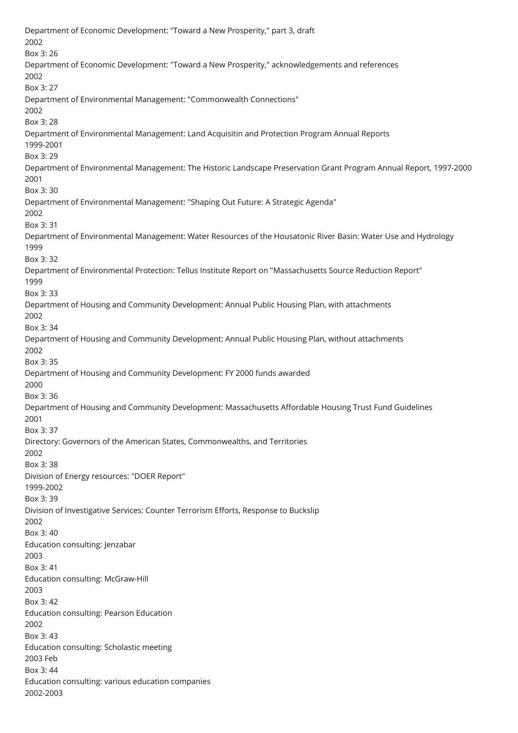Department of Economic Development: "Toward a New Prosperity," part 3, draft
2002
Box 3: 26
Department of Economic Development: "Toward a New Prosperity," acknowledgements and references
2002
Box 3: 27
Department of Environmental Management: "Commonwealth Connections"
2002
Box 3: 28
Department of Environmental Management: Land Acquisitin and Protection Program Annual Reports
1999-2001
Box 3: 29
Department of Environmental Management: The Historic Landscape Preservation Grant Program Annual Report, 1997-2000
2001
Box 3: 30
Department of Environmental Management: "Shaping Out Future: A Strategic Agenda"
2002
Box 3: 31
Department of Environmental Management: Water Resources of the Housatonic River Basin: Water Use and Hydrology
1999
Box 3: 32
Department of Environmental Protection: Tellus Institute Report on "Massachusetts Source Reduction Report"
1999
Box 3: 33
Department of Housing and Community Development: Annual Public Housing Plan, with attachments
2002
Box 3: 34
Department of Housing and Community Development: Annual Public Housing Plan, without attachments
2002
Box 3: 35
Department of Housing and Community Development: FY 2000 funds awarded
2000
Box 3: 36
Department of Housing and Community Development: Massachusetts Affordable Housing Trust Fund Guidelines
2001
Box 3: 37
Directory: Governors of the American States, Commonwealths, and Territories
2002
Box 3: 38
Division of Energy resources: "DOER Report"
1999-2002
Box 3: 39
Division of Investigative Services: Counter Terrorism Efforts, Response to Buckslip
2002
Box 3: 40
Education consulting: Jenzabar
2003
Box 3: 41
Education consulting: McGraw-Hill
2003
Box 3: 42
Education consulting: Pearson Education
2002
Box 3: 43
Education consulting: Scholastic meeting
2003 Feb
Box 3: 44
Education consulting: various education companies
2002-2003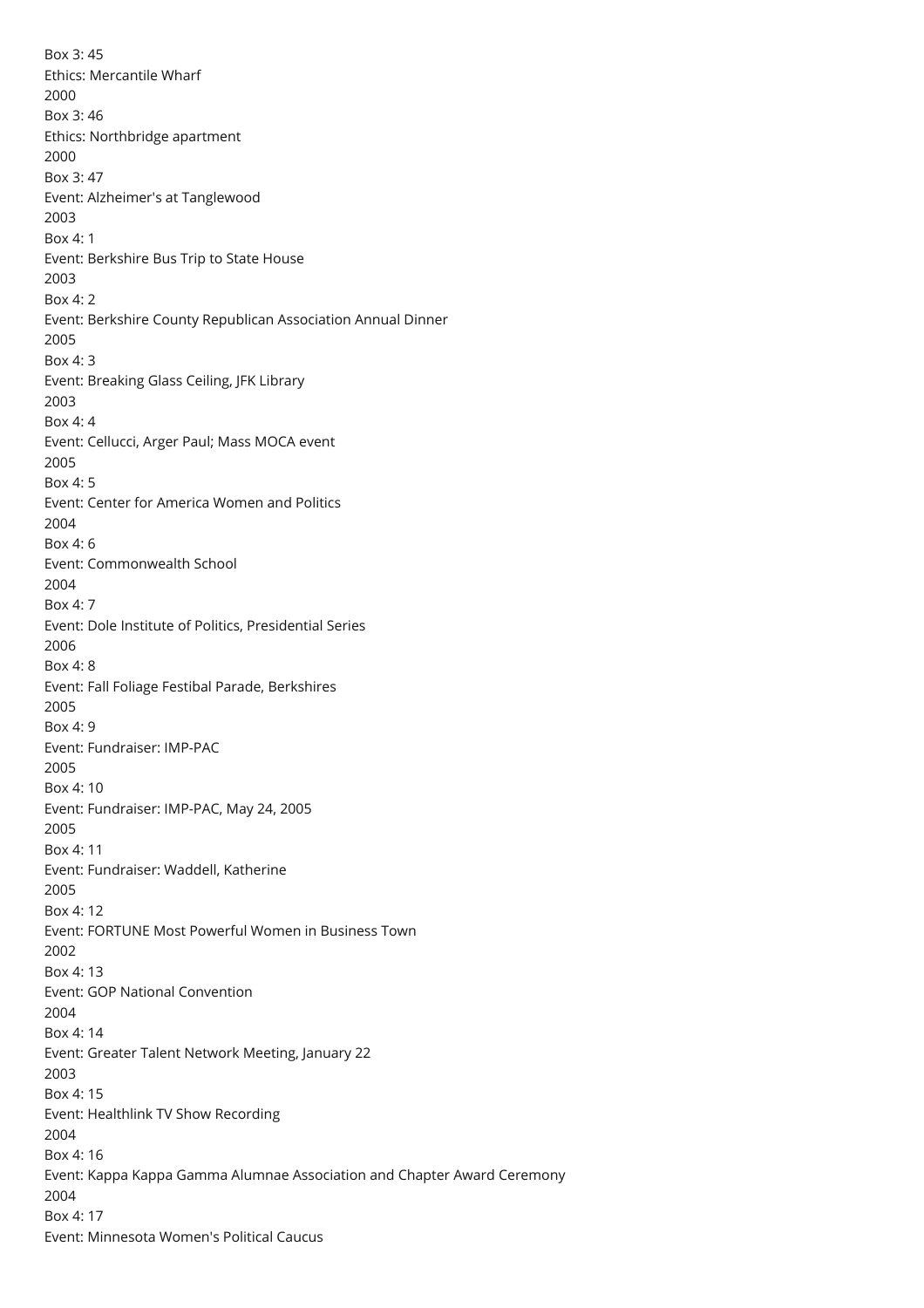Box 3: 45
Ethics: Mercantile Wharf
2000
Box 3: 46
Ethics: Northbridge apartment
2000
Box 3: 47
Event: Alzheimer's at Tanglewood
2003
Box 4: 1
Event: Berkshire Bus Trip to State House
2003
Box 4: 2
Event: Berkshire County Republican Association Annual Dinner
2005
Box 4: 3
Event: Breaking Glass Ceiling, JFK Library
2003
Box 4: 4
Event: Cellucci, Arger Paul; Mass MOCA event
2005
Box 4: 5
Event: Center for America Women and Politics
2004
Box 4: 6
Event: Commonwealth School
2004
Box 4: 7
Event: Dole Institute of Politics, Presidential Series
2006
Box 4: 8
Event: Fall Foliage Festibal Parade, Berkshires
2005
Box 4: 9
Event: Fundraiser: IMP-PAC
2005
Box 4: 10
Event: Fundraiser: IMP-PAC, May 24, 2005
2005
Box 4: 11
Event: Fundraiser: Waddell, Katherine
2005
Box 4: 12
Event: FORTUNE Most Powerful Women in Business Town
2002
Box 4: 13
Event: GOP National Convention
2004
Box 4: 14
Event: Greater Talent Network Meeting, January 22
2003
Box 4: 15
Event: Healthlink TV Show Recording
2004
Box 4: 16
Event: Kappa Kappa Gamma Alumnae Association and Chapter Award Ceremony
2004
Box 4: 17
Event: Minnesota Women's Political Caucus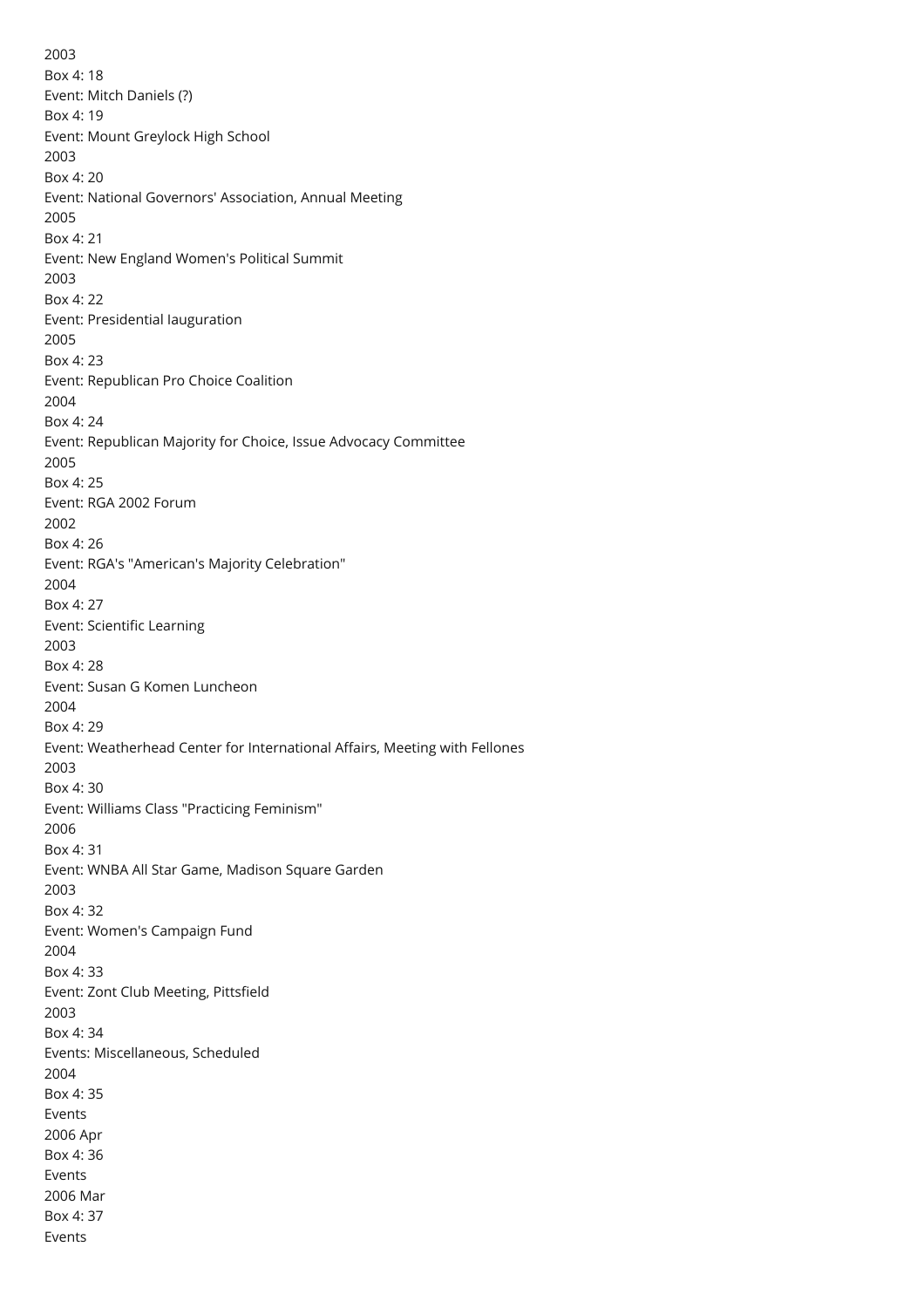2003
Box 4: 18
Event: Mitch Daniels (?)
Box 4: 19
Event: Mount Greylock High School
2003
Box 4: 20
Event: National Governors' Association, Annual Meeting
2005
Box 4: 21
Event: New England Women's Political Summit
2003
Box 4: 22
Event: Presidential Iauguration
2005
Box 4: 23
Event: Republican Pro Choice Coalition
2004
Box 4: 24
Event: Republican Majority for Choice, Issue Advocacy Committee
2005
Box 4: 25
Event: RGA 2002 Forum
2002
Box 4: 26
Event: RGA's "American's Majority Celebration"
2004
Box 4: 27
Event: Scientific Learning
2003
Box 4: 28
Event: Susan G Komen Luncheon
2004
Box 4: 29
Event: Weatherhead Center for International Affairs, Meeting with Fellones
2003
Box 4: 30
Event: Williams Class "Practicing Feminism"
2006
Box 4: 31
Event: WNBA All Star Game, Madison Square Garden
2003
Box 4: 32
Event: Women's Campaign Fund
2004
Box 4: 33
Event: Zont Club Meeting, Pittsfield
2003
Box 4: 34
Events: Miscellaneous, Scheduled
2004
Box 4: 35
Events
2006 Apr
Box 4: 36
Events
2006 Mar
Box 4: 37
Events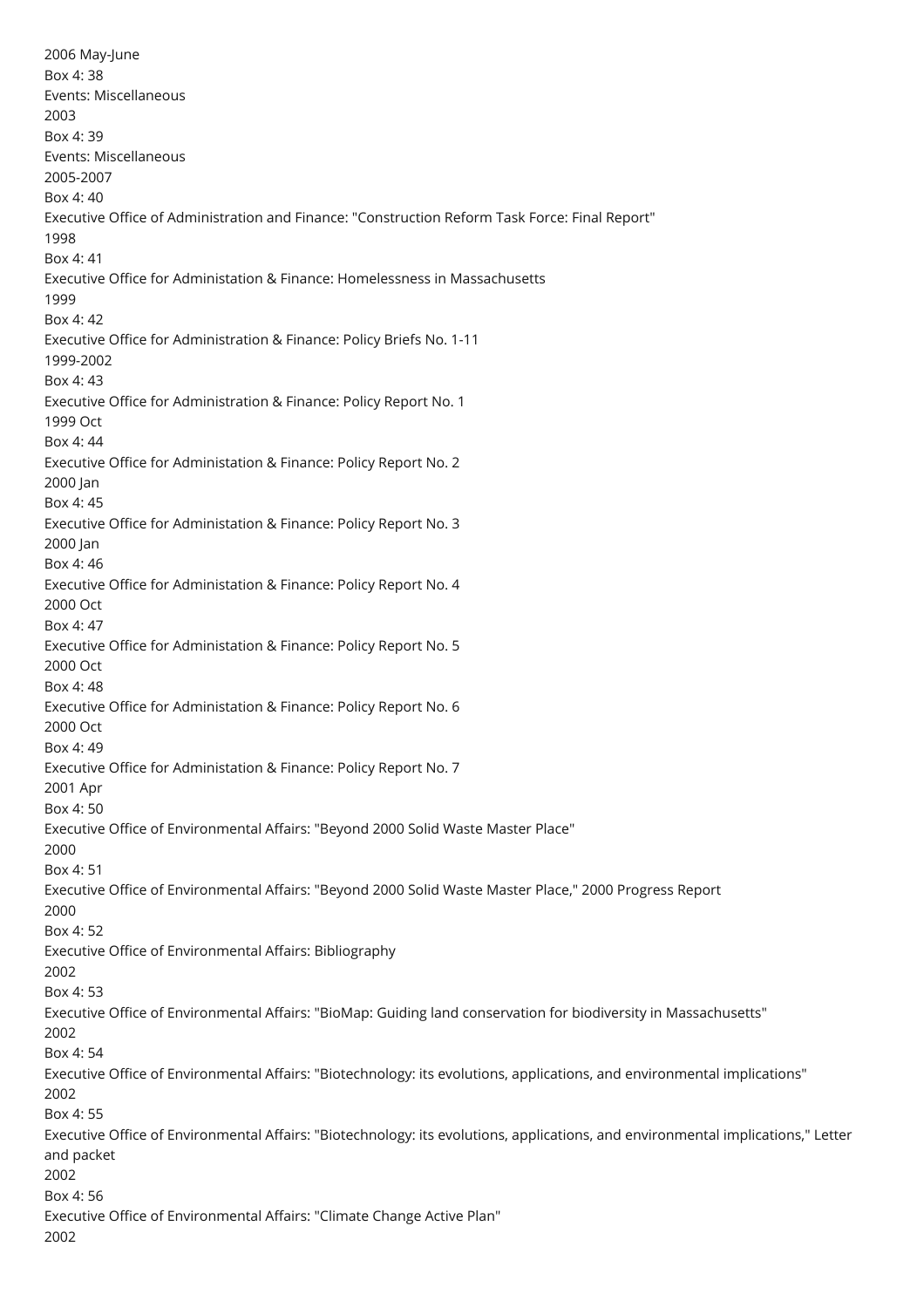2006 May-June

Box 4: 38

Events: Miscellaneous

2003

Box 4: 39

Events: Miscellaneous

2005-2007

Box 4: 40

Executive Office of Administration and Finance: "Construction Reform Task Force: Final Report"

1998

Box 4: 41

Executive Office for Administation & Finance: Homelessness in Massachusetts

1999

Box 4: 42

Executive Office for Administration & Finance: Policy Briefs No. 1-11

1999-2002

Box 4: 43

Executive Office for Administration & Finance: Policy Report No. 1

1999 Oct

Box 4: 44

Executive Office for Administation & Finance: Policy Report No. 2

2000 Jan

Box 4: 45

Executive Office for Administation & Finance: Policy Report No. 3

2000 Jan

Box 4: 46

Executive Office for Administation & Finance: Policy Report No. 4

2000 Oct

Box 4: 47

Executive Office for Administation & Finance: Policy Report No. 5

2000 Oct

Box 4: 48

Executive Office for Administation & Finance: Policy Report No. 6

2000 Oct

Box 4: 49

Executive Office for Administation & Finance: Policy Report No. 7

2001 Apr

Box 4: 50

Executive Office of Environmental Affairs: "Beyond 2000 Solid Waste Master Place"

2000

Box 4: 51

Executive Office of Environmental Affairs: "Beyond 2000 Solid Waste Master Place," 2000 Progress Report

2000

Box 4: 52

Executive Office of Environmental Affairs: Bibliography

2002

Box 4: 53

Executive Office of Environmental Affairs: "BioMap: Guiding land conservation for biodiversity in Massachusetts"

2002

Box 4: 54

Executive Office of Environmental Affairs: "Biotechnology: its evolutions, applications, and environmental implications"

2002

Box 4: 55

Executive Office of Environmental Affairs: "Biotechnology: its evolutions, applications, and environmental implications," Letter and packet

2002

Box 4: 56

Executive Office of Environmental Affairs: "Climate Change Active Plan"

2002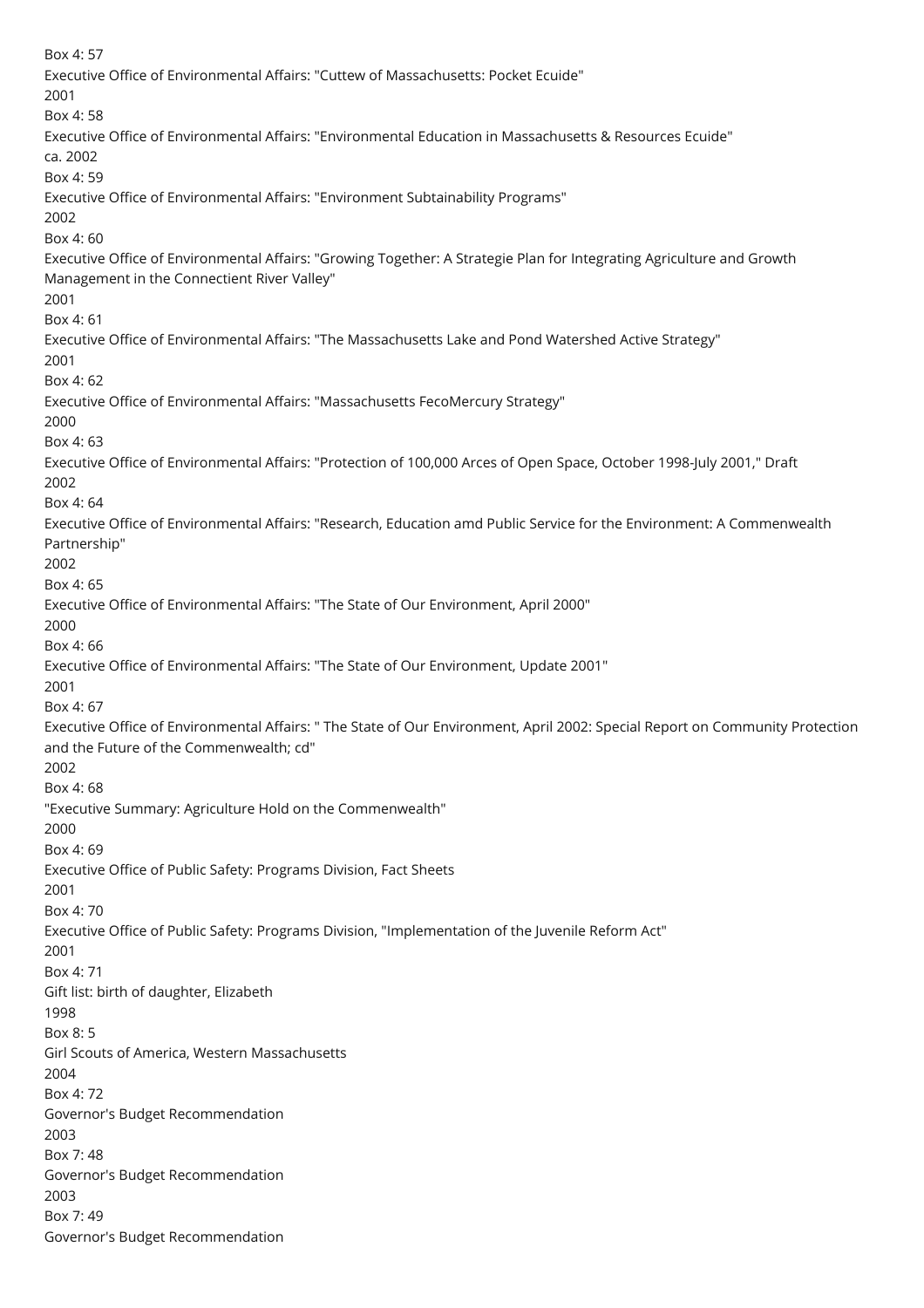Box 4: 57
Executive Office of Environmental Affairs: "Cuttew of Massachusetts: Pocket Ecuide"
2001
Box 4: 58
Executive Office of Environmental Affairs: "Environmental Education in Massachusetts & Resources Ecuide"
ca. 2002
Box 4: 59
Executive Office of Environmental Affairs: "Environment Subtainability Programs"
2002
Box 4: 60
Executive Office of Environmental Affairs: "Growing Together: A Strategie Plan for Integrating Agriculture and Growth Management in the Connectient River Valley"
2001
Box 4: 61
Executive Office of Environmental Affairs: "The Massachusetts Lake and Pond Watershed Active Strategy"
2001
Box 4: 62
Executive Office of Environmental Affairs: "Massachusetts FecoMercury Strategy"
2000
Box 4: 63
Executive Office of Environmental Affairs: "Protection of 100,000 Arces of Open Space, October 1998-July 2001," Draft
2002
Box 4: 64
Executive Office of Environmental Affairs: "Research, Education amd Public Service for the Environment: A Commenwealth Partnership"
2002
Box 4: 65
Executive Office of Environmental Affairs: "The State of Our Environment, April 2000"
2000
Box 4: 66
Executive Office of Environmental Affairs: "The State of Our Environment, Update 2001"
2001
Box 4: 67
Executive Office of Environmental Affairs: " The State of Our Environment, April 2002: Special Report on Community Protection and the Future of the Commenwealth; cd"
2002
Box 4: 68
"Executive Summary: Agriculture Hold on the Commenwealth"
2000
Box 4: 69
Executive Office of Public Safety: Programs Division, Fact Sheets
2001
Box 4: 70
Executive Office of Public Safety: Programs Division, "Implementation of the Juvenile Reform Act"
2001
Box 4: 71
Gift list: birth of daughter, Elizabeth
1998
Box 8: 5
Girl Scouts of America, Western Massachusetts
2004
Box 4: 72
Governor's Budget Recommendation
2003
Box 7: 48
Governor's Budget Recommendation
2003
Box 7: 49
Governor's Budget Recommendation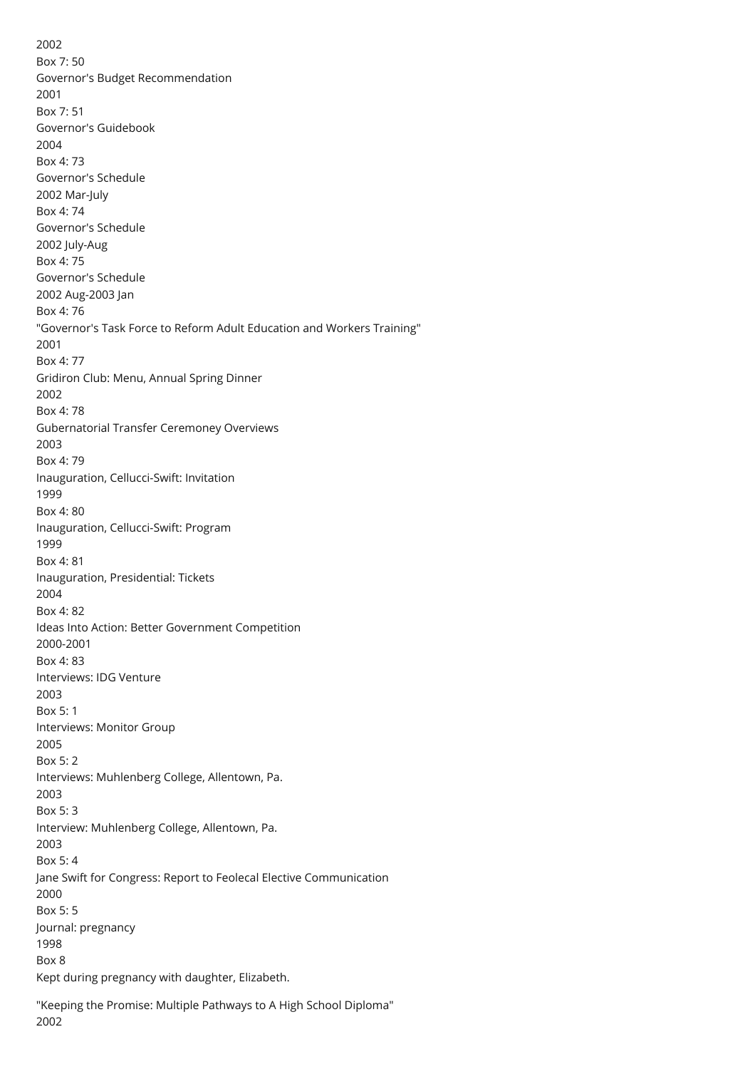2002
Box 7: 50
Governor's Budget Recommendation
2001
Box 7: 51
Governor's Guidebook
2004
Box 4: 73
Governor's Schedule
2002 Mar-July
Box 4: 74
Governor's Schedule
2002 July-Aug
Box 4: 75
Governor's Schedule
2002 Aug-2003 Jan
Box 4: 76
"Governor's Task Force to Reform Adult Education and Workers Training"
2001
Box 4: 77
Gridiron Club: Menu, Annual Spring Dinner
2002
Box 4: 78
Gubernatorial Transfer Ceremoney Overviews
2003
Box 4: 79
Inauguration, Cellucci-Swift: Invitation
1999
Box 4: 80
Inauguration, Cellucci-Swift: Program
1999
Box 4: 81
Inauguration, Presidential: Tickets
2004
Box 4: 82
Ideas Into Action: Better Government Competition
2000-2001
Box 4: 83
Interviews: IDG Venture
2003
Box 5: 1
Interviews: Monitor Group
2005
Box 5: 2
Interviews: Muhlenberg College, Allentown, Pa.
2003
Box 5: 3
Interview: Muhlenberg College, Allentown, Pa.
2003
Box 5: 4
Jane Swift for Congress: Report to Feolecal Elective Communication
2000
Box 5: 5
Journal: pregnancy
1998
Box 8
Kept during pregnancy with daughter, Elizabeth.

"Keeping the Promise: Multiple Pathways to A High School Diploma"
2002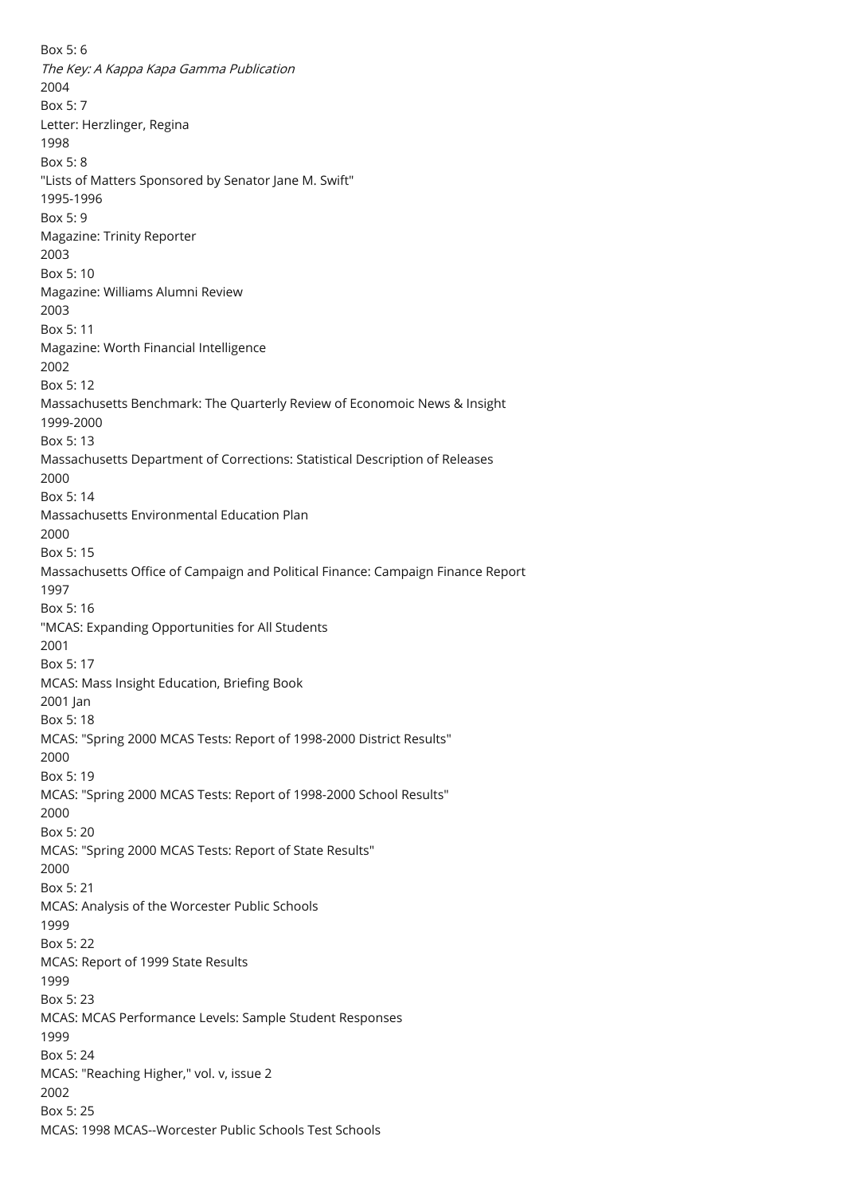Box 5: 6
*The Key: A Kappa Kapa Gamma Publication*
2004
Box 5: 7
Letter: Herzlinger, Regina
1998
Box 5: 8
"Lists of Matters Sponsored by Senator Jane M. Swift"
1995-1996
Box 5: 9
Magazine: Trinity Reporter
2003
Box 5: 10
Magazine: Williams Alumni Review
2003
Box 5: 11
Magazine: Worth Financial Intelligence
2002
Box 5: 12
Massachusetts Benchmark: The Quarterly Review of Economoic News & Insight
1999-2000
Box 5: 13
Massachusetts Department of Corrections: Statistical Description of Releases
2000
Box 5: 14
Massachusetts Environmental Education Plan
2000
Box 5: 15
Massachusetts Office of Campaign and Political Finance: Campaign Finance Report
1997
Box 5: 16
"MCAS: Expanding Opportunities for All Students
2001
Box 5: 17
MCAS: Mass Insight Education, Briefing Book
2001 Jan
Box 5: 18
MCAS: "Spring 2000 MCAS Tests: Report of 1998-2000 District Results"
2000
Box 5: 19
MCAS: "Spring 2000 MCAS Tests: Report of 1998-2000 School Results"
2000
Box 5: 20
MCAS: "Spring 2000 MCAS Tests: Report of State Results"
2000
Box 5: 21
MCAS: Analysis of the Worcester Public Schools
1999
Box 5: 22
MCAS: Report of 1999 State Results
1999
Box 5: 23
MCAS: MCAS Performance Levels: Sample Student Responses
1999
Box 5: 24
MCAS: "Reaching Higher," vol. v, issue 2
2002
Box 5: 25
MCAS: 1998 MCAS--Worcester Public Schools Test Schools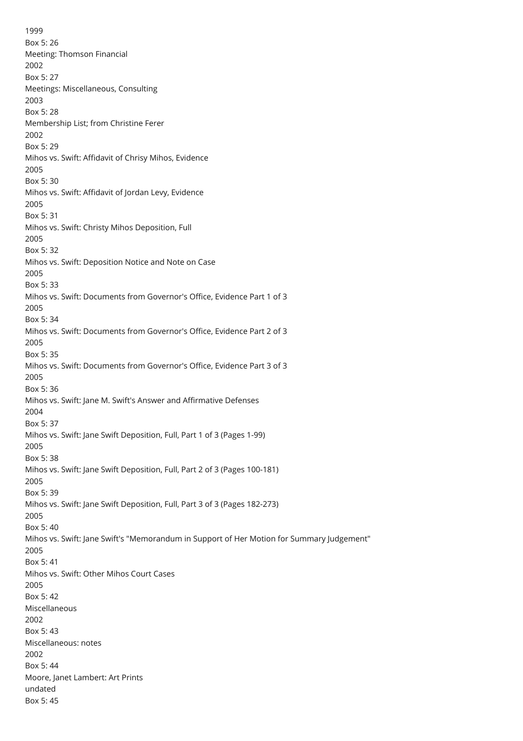1999

Box 5: 26

Meeting: Thomson Financial

2002

Box 5: 27

Meetings: Miscellaneous, Consulting

2003

Box 5: 28

Membership List; from Christine Ferer

2002

Box 5: 29

Mihos vs. Swift: Affidavit of Chrisy Mihos, Evidence

2005

Box 5: 30

Mihos vs. Swift: Affidavit of Jordan Levy, Evidence

2005

Box 5: 31

Mihos vs. Swift: Christy Mihos Deposition, Full

2005

Box 5: 32

Mihos vs. Swift: Deposition Notice and Note on Case

2005

Box 5: 33

Mihos vs. Swift: Documents from Governor's Office, Evidence Part 1 of 3

2005

Box 5: 34

Mihos vs. Swift: Documents from Governor's Office, Evidence Part 2 of 3

2005

Box 5: 35

Mihos vs. Swift: Documents from Governor's Office, Evidence Part 3 of 3

2005

Box 5: 36

Mihos vs. Swift: Jane M. Swift's Answer and Affirmative Defenses

2004

Box 5: 37

Mihos vs. Swift: Jane Swift Deposition, Full, Part 1 of 3 (Pages 1-99)

2005

Box 5: 38

Mihos vs. Swift: Jane Swift Deposition, Full, Part 2 of 3 (Pages 100-181)

2005

Box 5: 39

Mihos vs. Swift: Jane Swift Deposition, Full, Part 3 of 3 (Pages 182-273)

2005

Box 5: 40

Mihos vs. Swift: Jane Swift's "Memorandum in Support of Her Motion for Summary Judgement"

2005

Box 5: 41

Mihos vs. Swift: Other Mihos Court Cases

2005

Box 5: 42

Miscellaneous

2002

Box 5: 43

Miscellaneous: notes

2002

Box 5: 44

Moore, Janet Lambert: Art Prints

undated

Box 5: 45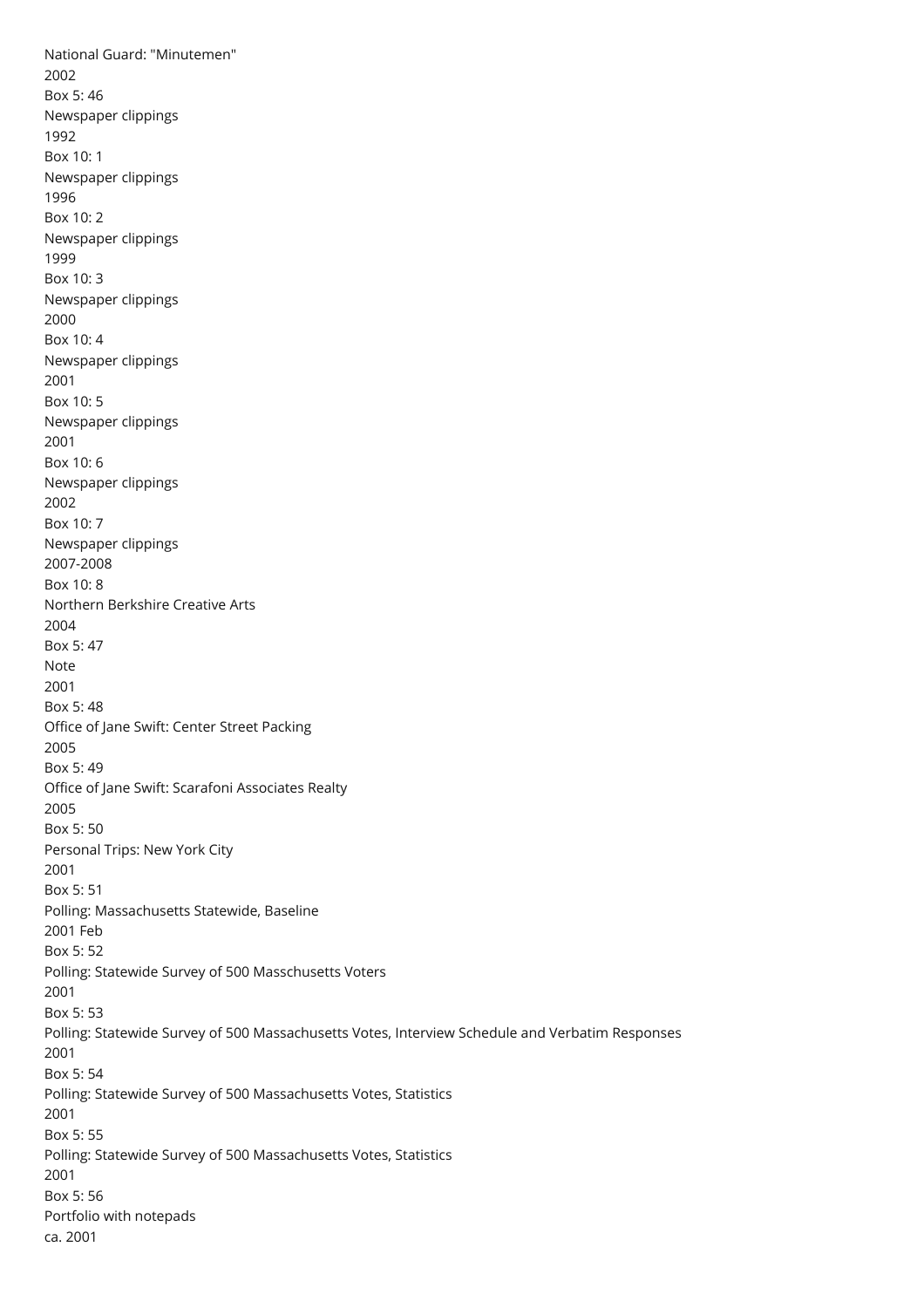National Guard: "Minutemen"
2002
Box 5: 46
Newspaper clippings
1992
Box 10: 1
Newspaper clippings
1996
Box 10: 2
Newspaper clippings
1999
Box 10: 3
Newspaper clippings
2000
Box 10: 4
Newspaper clippings
2001
Box 10: 5
Newspaper clippings
2001
Box 10: 6
Newspaper clippings
2002
Box 10: 7
Newspaper clippings
2007-2008
Box 10: 8
Northern Berkshire Creative Arts
2004
Box 5: 47
Note
2001
Box 5: 48
Office of Jane Swift: Center Street Packing
2005
Box 5: 49
Office of Jane Swift: Scarafoni Associates Realty
2005
Box 5: 50
Personal Trips: New York City
2001
Box 5: 51
Polling: Massachusetts Statewide, Baseline
2001 Feb
Box 5: 52
Polling: Statewide Survey of 500 Masschusetts Voters
2001
Box 5: 53
Polling: Statewide Survey of 500 Massachusetts Votes, Interview Schedule and Verbatim Responses
2001
Box 5: 54
Polling: Statewide Survey of 500 Massachusetts Votes, Statistics
2001
Box 5: 55
Polling: Statewide Survey of 500 Massachusetts Votes, Statistics
2001
Box 5: 56
Portfolio with notepads
ca. 2001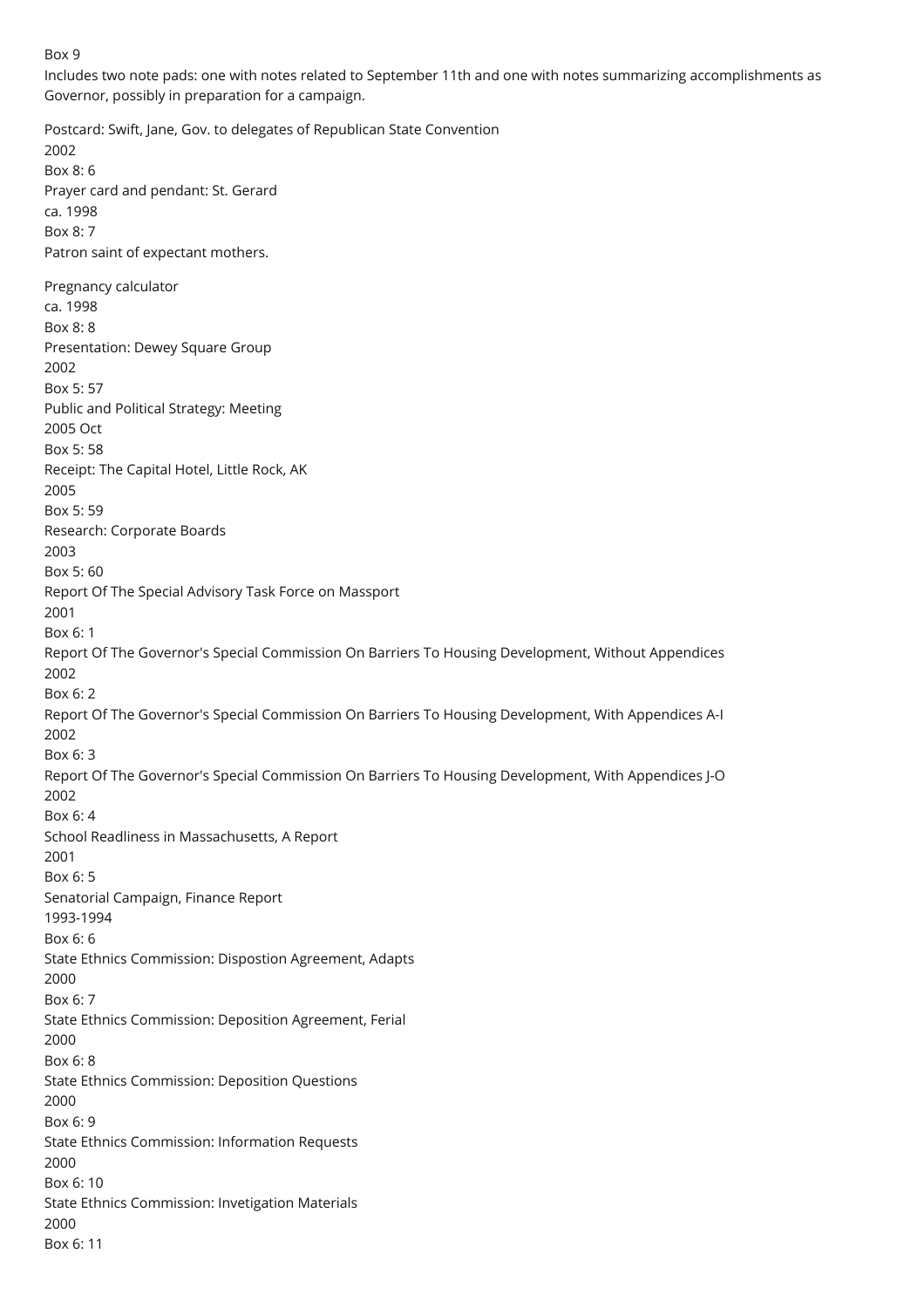Box 9

Includes two note pads: one with notes related to September 11th and one with notes summarizing accomplishments as Governor, possibly in preparation for a campaign.

Postcard: Swift, Jane, Gov. to delegates of Republican State Convention
2002
Box 8: 6

Prayer card and pendant: St. Gerard
ca. 1998
Box 8: 7
Patron saint of expectant mothers.

Pregnancy calculator
ca. 1998
Box 8: 8

Presentation: Dewey Square Group
2002
Box 5: 57

Public and Political Strategy: Meeting
2005 Oct
Box 5: 58

Receipt: The Capital Hotel, Little Rock, AK
2005
Box 5: 59

Research: Corporate Boards
2003
Box 5: 60

Report Of The Special Advisory Task Force on Massport
2001
Box 6: 1

Report Of The Governor's Special Commission On Barriers To Housing Development, Without Appendices
2002
Box 6: 2

Report Of The Governor's Special Commission On Barriers To Housing Development, With Appendices A-I
2002
Box 6: 3

Report Of The Governor's Special Commission On Barriers To Housing Development, With Appendices J-O
2002
Box 6: 4

School Readliness in Massachusetts, A Report
2001
Box 6: 5

Senatorial Campaign, Finance Report
1993-1994
Box 6: 6

State Ethnics Commission: Dispostion Agreement, Adapts
2000
Box 6: 7

State Ethnics Commission: Deposition Agreement, Ferial
2000
Box 6: 8

State Ethnics Commission: Deposition Questions
2000
Box 6: 9

State Ethnics Commission: Information Requests
2000
Box 6: 10

State Ethnics Commission: Invetigation Materials
2000
Box 6: 11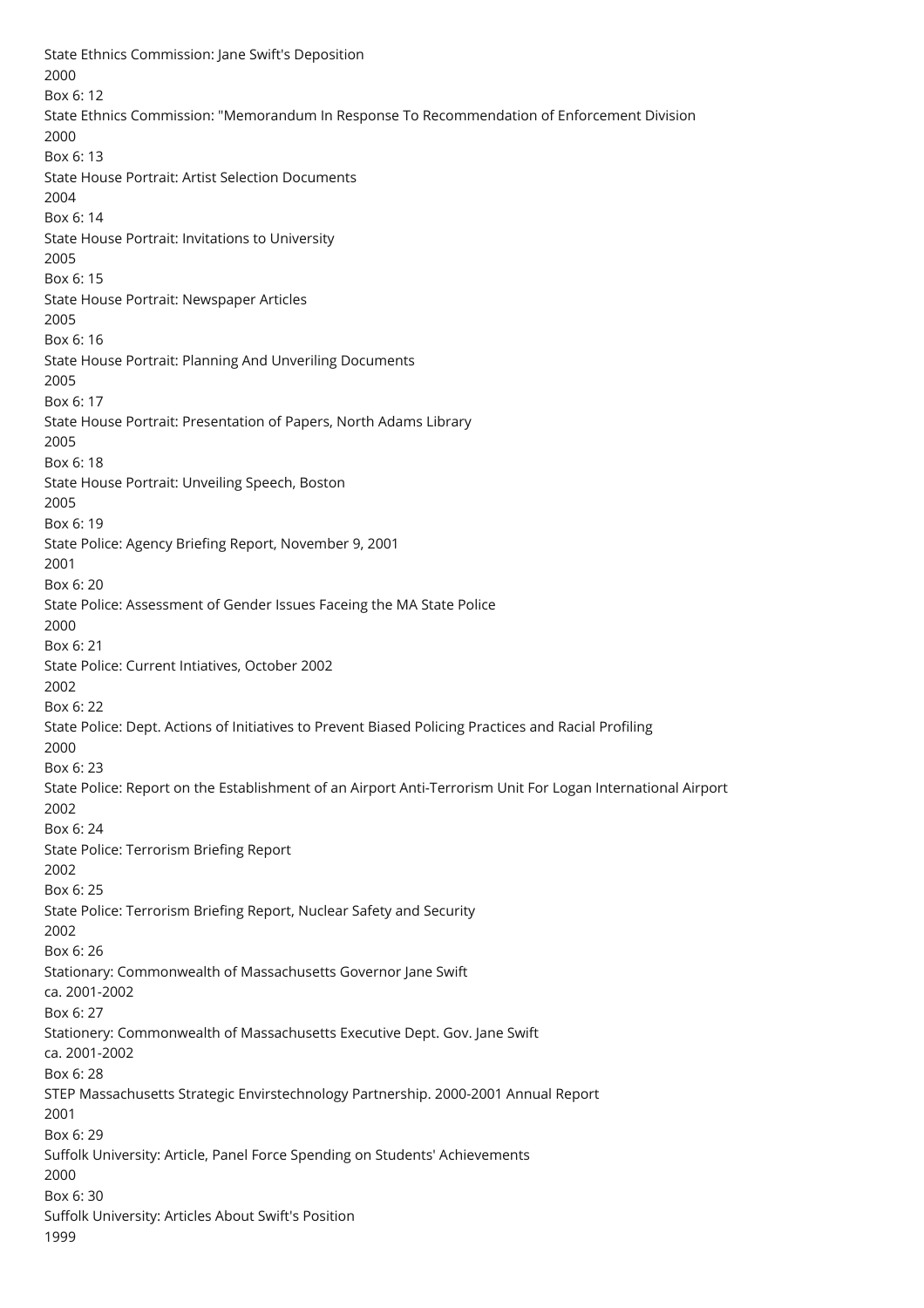State Ethnics Commission: Jane Swift's Deposition
2000
Box 6: 12
State Ethnics Commission: "Memorandum In Response To Recommendation of Enforcement Division
2000
Box 6: 13
State House Portrait: Artist Selection Documents
2004
Box 6: 14
State House Portrait: Invitations to University
2005
Box 6: 15
State House Portrait: Newspaper Articles
2005
Box 6: 16
State House Portrait: Planning And Unveriling Documents
2005
Box 6: 17
State House Portrait: Presentation of Papers, North Adams Library
2005
Box 6: 18
State House Portrait: Unveiling Speech, Boston
2005
Box 6: 19
State Police: Agency Briefing Report, November 9, 2001
2001
Box 6: 20
State Police: Assessment of Gender Issues Faceing the MA State Police
2000
Box 6: 21
State Police: Current Intiatives, October 2002
2002
Box 6: 22
State Police: Dept. Actions of Initiatives to Prevent Biased Policing Practices and Racial Profiling
2000
Box 6: 23
State Police: Report on the Establishment of an Airport Anti-Terrorism Unit For Logan International Airport
2002
Box 6: 24
State Police: Terrorism Briefing Report
2002
Box 6: 25
State Police: Terrorism Briefing Report, Nuclear Safety and Security
2002
Box 6: 26
Stationary: Commonwealth of Massachusetts Governor Jane Swift
ca. 2001-2002
Box 6: 27
Stationery: Commonwealth of Massachusetts Executive Dept. Gov. Jane Swift
ca. 2001-2002
Box 6: 28
STEP Massachusetts Strategic Envirstechnology Partnership. 2000-2001 Annual Report
2001
Box 6: 29
Suffolk University: Article, Panel Force Spending on Students' Achievements
2000
Box 6: 30
Suffolk University: Articles About Swift's Position
1999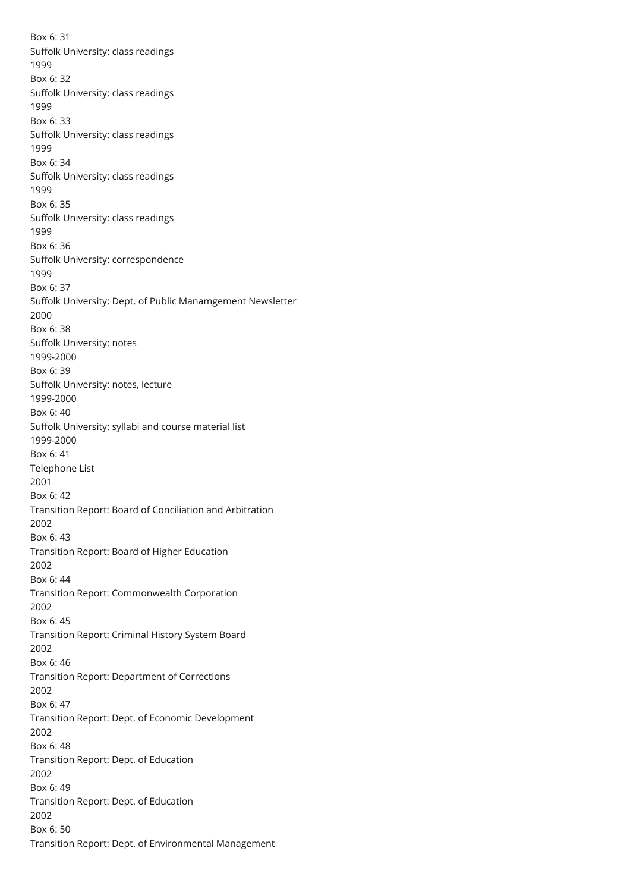Box 6: 31
Suffolk University: class readings
1999
Box 6: 32
Suffolk University: class readings
1999
Box 6: 33
Suffolk University: class readings
1999
Box 6: 34
Suffolk University: class readings
1999
Box 6: 35
Suffolk University: class readings
1999
Box 6: 36
Suffolk University: correspondence
1999
Box 6: 37
Suffolk University: Dept. of Public Manamgement Newsletter
2000
Box 6: 38
Suffolk University: notes
1999-2000
Box 6: 39
Suffolk University: notes, lecture
1999-2000
Box 6: 40
Suffolk University: syllabi and course material list
1999-2000
Box 6: 41
Telephone List
2001
Box 6: 42
Transition Report: Board of Conciliation and Arbitration
2002
Box 6: 43
Transition Report: Board of Higher Education
2002
Box 6: 44
Transition Report: Commonwealth Corporation
2002
Box 6: 45
Transition Report: Criminal History System Board
2002
Box 6: 46
Transition Report: Department of Corrections
2002
Box 6: 47
Transition Report: Dept. of Economic Development
2002
Box 6: 48
Transition Report: Dept. of Education
2002
Box 6: 49
Transition Report: Dept. of Education
2002
Box 6: 50
Transition Report: Dept. of Environmental Management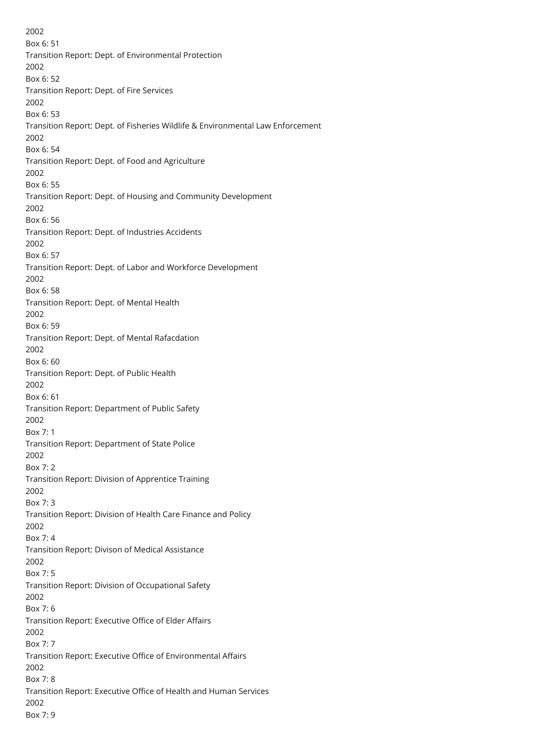2002
Box 6: 51
Transition Report: Dept. of Environmental Protection
2002
Box 6: 52
Transition Report: Dept. of Fire Services
2002
Box 6: 53
Transition Report: Dept. of Fisheries Wildlife & Environmental Law Enforcement
2002
Box 6: 54
Transition Report: Dept. of Food and Agriculture
2002
Box 6: 55
Transition Report: Dept. of Housing and Community Development
2002
Box 6: 56
Transition Report: Dept. of Industries Accidents
2002
Box 6: 57
Transition Report: Dept. of Labor and Workforce Development
2002
Box 6: 58
Transition Report: Dept. of Mental Health
2002
Box 6: 59
Transition Report: Dept. of Mental Rafacdation
2002
Box 6: 60
Transition Report: Dept. of Public Health
2002
Box 6: 61
Transition Report: Department of Public Safety
2002
Box 7: 1
Transition Report: Department of State Police
2002
Box 7: 2
Transition Report: Division of Apprentice Training
2002
Box 7: 3
Transition Report: Division of Health Care Finance and Policy
2002
Box 7: 4
Transition Report: Divison of Medical Assistance
2002
Box 7: 5
Transition Report: Division of Occupational Safety
2002
Box 7: 6
Transition Report: Executive Office of Elder Affairs
2002
Box 7: 7
Transition Report: Executive Office of Environmental Affairs
2002
Box 7: 8
Transition Report: Executive Office of Health and Human Services
2002
Box 7: 9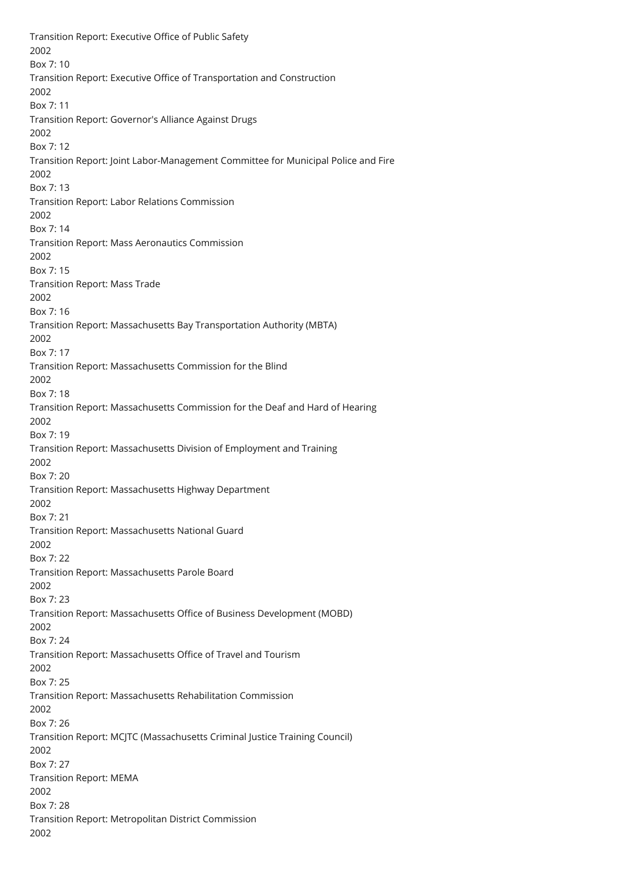Transition Report: Executive Office of Public Safety
2002
Box 7: 10
Transition Report: Executive Office of Transportation and Construction
2002
Box 7: 11
Transition Report: Governor's Alliance Against Drugs
2002
Box 7: 12
Transition Report: Joint Labor-Management Committee for Municipal Police and Fire
2002
Box 7: 13
Transition Report: Labor Relations Commission
2002
Box 7: 14
Transition Report: Mass Aeronautics Commission
2002
Box 7: 15
Transition Report: Mass Trade
2002
Box 7: 16
Transition Report: Massachusetts Bay Transportation Authority (MBTA)
2002
Box 7: 17
Transition Report: Massachusetts Commission for the Blind
2002
Box 7: 18
Transition Report: Massachusetts Commission for the Deaf and Hard of Hearing
2002
Box 7: 19
Transition Report: Massachusetts Division of Employment and Training
2002
Box 7: 20
Transition Report: Massachusetts Highway Department
2002
Box 7: 21
Transition Report: Massachusetts National Guard
2002
Box 7: 22
Transition Report: Massachusetts Parole Board
2002
Box 7: 23
Transition Report: Massachusetts Office of Business Development (MOBD)
2002
Box 7: 24
Transition Report: Massachusetts Office of Travel and Tourism
2002
Box 7: 25
Transition Report: Massachusetts Rehabilitation Commission
2002
Box 7: 26
Transition Report: MCJTC (Massachusetts Criminal Justice Training Council)
2002
Box 7: 27
Transition Report: MEMA
2002
Box 7: 28
Transition Report: Metropolitan District Commission
2002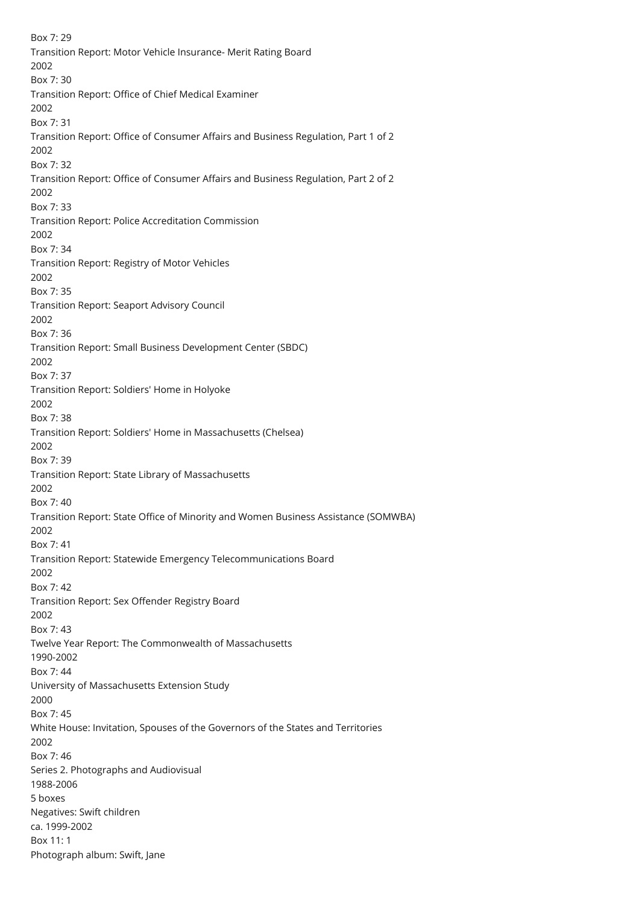Box 7: 29

Transition Report: Motor Vehicle Insurance- Merit Rating Board

2002

Box 7: 30

Transition Report: Office of Chief Medical Examiner

2002

Box 7: 31

Transition Report: Office of Consumer Affairs and Business Regulation, Part 1 of 2

2002

Box 7: 32

Transition Report: Office of Consumer Affairs and Business Regulation, Part 2 of 2

2002

Box 7: 33

Transition Report: Police Accreditation Commission

2002

Box 7: 34

Transition Report: Registry of Motor Vehicles

2002

Box 7: 35

Transition Report: Seaport Advisory Council

2002

Box 7: 36

Transition Report: Small Business Development Center (SBDC)

2002

Box 7: 37

Transition Report: Soldiers' Home in Holyoke

2002

Box 7: 38

Transition Report: Soldiers' Home in Massachusetts (Chelsea)

2002

Box 7: 39

Transition Report: State Library of Massachusetts

2002

Box 7: 40

Transition Report: State Office of Minority and Women Business Assistance (SOMWBA)

2002

Box 7: 41

Transition Report: Statewide Emergency Telecommunications Board

2002

Box 7: 42

Transition Report: Sex Offender Registry Board

2002

Box 7: 43

Twelve Year Report: The Commonwealth of Massachusetts

1990-2002

Box 7: 44

University of Massachusetts Extension Study

2000

Box 7: 45

White House: Invitation, Spouses of the Governors of the States and Territories

2002

Box 7: 46

Series 2. Photographs and Audiovisual

1988-2006

5 boxes

Negatives: Swift children

ca. 1999-2002

Box 11: 1

Photograph album: Swift, Jane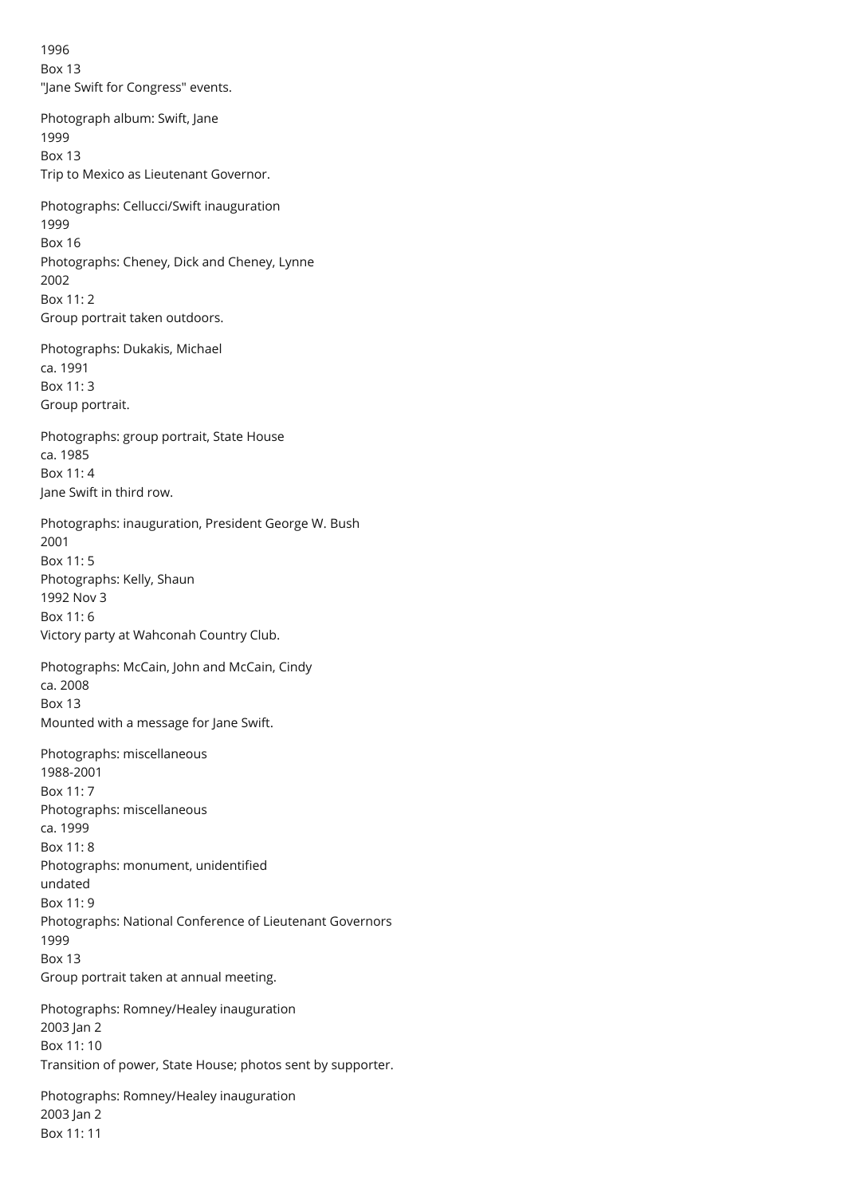1996
Box 13
"Jane Swift for Congress" events.

Photograph album: Swift, Jane
1999
Box 13
Trip to Mexico as Lieutenant Governor.

Photographs: Cellucci/Swift inauguration
1999
Box 16
Photographs: Cheney, Dick and Cheney, Lynne
2002
Box 11: 2
Group portrait taken outdoors.

Photographs: Dukakis, Michael
ca. 1991
Box 11: 3
Group portrait.

Photographs: group portrait, State House
ca. 1985
Box 11: 4
Jane Swift in third row.

Photographs: inauguration, President George W. Bush
2001
Box 11: 5
Photographs: Kelly, Shaun
1992 Nov 3
Box 11: 6
Victory party at Wahconah Country Club.

Photographs: McCain, John and McCain, Cindy
ca. 2008
Box 13
Mounted with a message for Jane Swift.

Photographs: miscellaneous
1988-2001
Box 11: 7
Photographs: miscellaneous
ca. 1999
Box 11: 8
Photographs: monument, unidentified
undated
Box 11: 9
Photographs: National Conference of Lieutenant Governors
1999
Box 13
Group portrait taken at annual meeting.

Photographs: Romney/Healey inauguration
2003 Jan 2
Box 11: 10
Transition of power, State House; photos sent by supporter.

Photographs: Romney/Healey inauguration
2003 Jan 2
Box 11: 11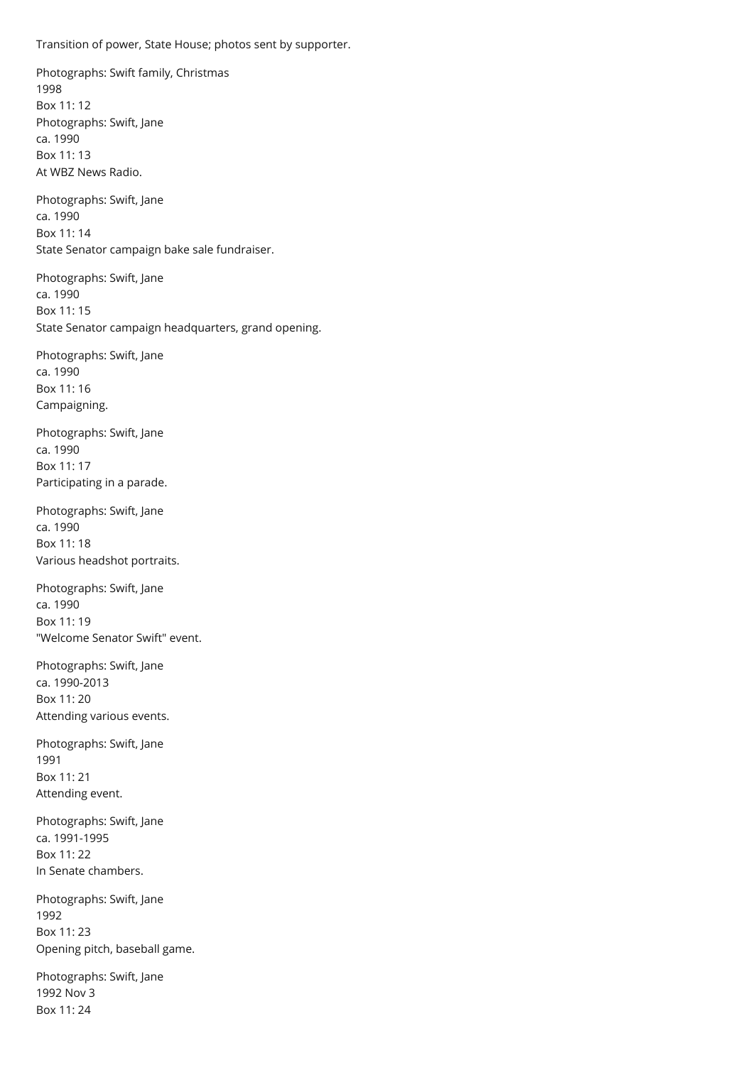Transition of power, State House; photos sent by supporter.

Photographs: Swift family, Christmas
1998
Box 11: 12

Photographs: Swift, Jane
ca. 1990
Box 11: 13
At WBZ News Radio.

Photographs: Swift, Jane
ca. 1990
Box 11: 14
State Senator campaign bake sale fundraiser.

Photographs: Swift, Jane
ca. 1990
Box 11: 15
State Senator campaign headquarters, grand opening.

Photographs: Swift, Jane
ca. 1990
Box 11: 16
Campaigning.

Photographs: Swift, Jane
ca. 1990
Box 11: 17
Participating in a parade.

Photographs: Swift, Jane
ca. 1990
Box 11: 18
Various headshot portraits.

Photographs: Swift, Jane
ca. 1990
Box 11: 19
"Welcome Senator Swift" event.

Photographs: Swift, Jane
ca. 1990-2013
Box 11: 20
Attending various events.

Photographs: Swift, Jane
1991
Box 11: 21
Attending event.

Photographs: Swift, Jane
ca. 1991-1995
Box 11: 22
In Senate chambers.

Photographs: Swift, Jane
1992
Box 11: 23
Opening pitch, baseball game.

Photographs: Swift, Jane
1992 Nov 3
Box 11: 24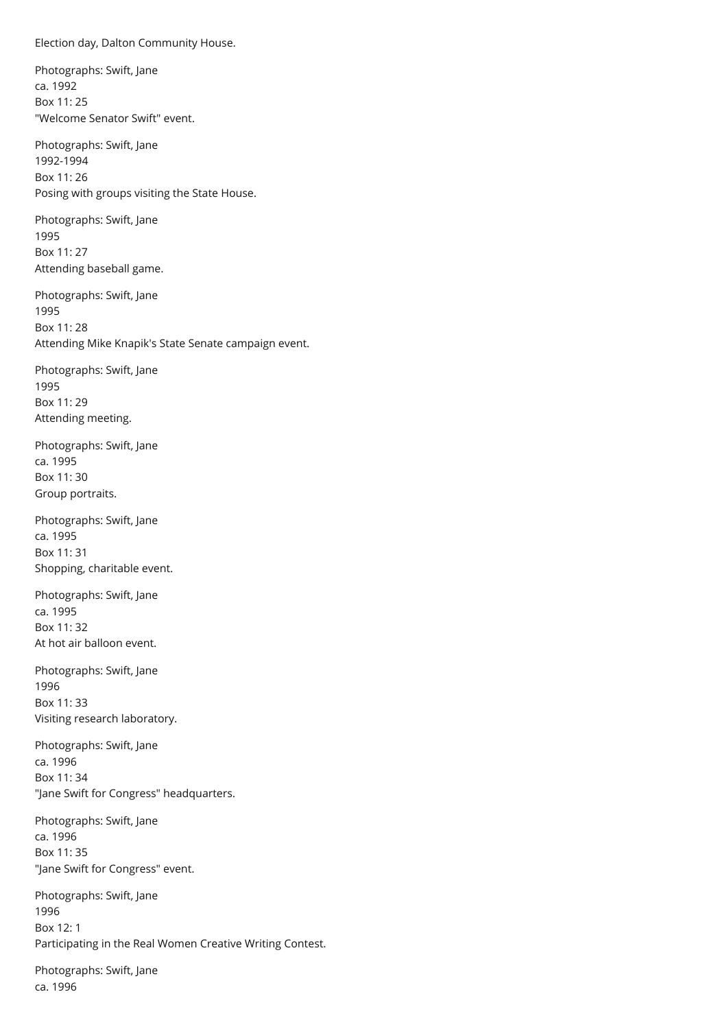Election day, Dalton Community House.

Photographs: Swift, Jane
ca. 1992
Box 11: 25
"Welcome Senator Swift" event.

Photographs: Swift, Jane
1992-1994
Box 11: 26
Posing with groups visiting the State House.

Photographs: Swift, Jane
1995
Box 11: 27
Attending baseball game.

Photographs: Swift, Jane
1995
Box 11: 28
Attending Mike Knapik's State Senate campaign event.

Photographs: Swift, Jane
1995
Box 11: 29
Attending meeting.

Photographs: Swift, Jane
ca. 1995
Box 11: 30
Group portraits.

Photographs: Swift, Jane
ca. 1995
Box 11: 31
Shopping, charitable event.

Photographs: Swift, Jane
ca. 1995
Box 11: 32
At hot air balloon event.

Photographs: Swift, Jane
1996
Box 11: 33
Visiting research laboratory.

Photographs: Swift, Jane
ca. 1996
Box 11: 34
"Jane Swift for Congress" headquarters.

Photographs: Swift, Jane
ca. 1996
Box 11: 35
"Jane Swift for Congress" event.

Photographs: Swift, Jane
1996
Box 12: 1
Participating in the Real Women Creative Writing Contest.

Photographs: Swift, Jane
ca. 1996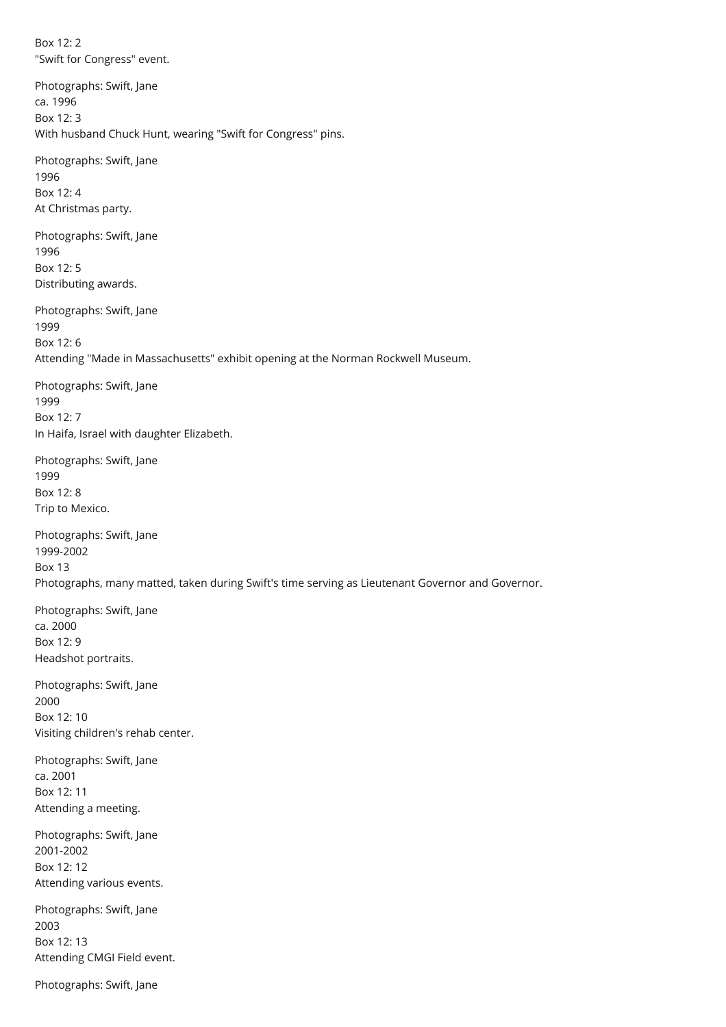Box 12: 2
"Swift for Congress" event.

Photographs: Swift, Jane
ca. 1996
Box 12: 3
With husband Chuck Hunt, wearing "Swift for Congress" pins.

Photographs: Swift, Jane
1996
Box 12: 4
At Christmas party.

Photographs: Swift, Jane
1996
Box 12: 5
Distributing awards.

Photographs: Swift, Jane
1999
Box 12: 6
Attending "Made in Massachusetts" exhibit opening at the Norman Rockwell Museum.

Photographs: Swift, Jane
1999
Box 12: 7
In Haifa, Israel with daughter Elizabeth.

Photographs: Swift, Jane
1999
Box 12: 8
Trip to Mexico.

Photographs: Swift, Jane
1999-2002
Box 13
Photographs, many matted, taken during Swift's time serving as Lieutenant Governor and Governor.

Photographs: Swift, Jane
ca. 2000
Box 12: 9
Headshot portraits.

Photographs: Swift, Jane
2000
Box 12: 10
Visiting children's rehab center.

Photographs: Swift, Jane
ca. 2001
Box 12: 11
Attending a meeting.

Photographs: Swift, Jane
2001-2002
Box 12: 12
Attending various events.

Photographs: Swift, Jane
2003
Box 12: 13
Attending CMGI Field event.

Photographs: Swift, Jane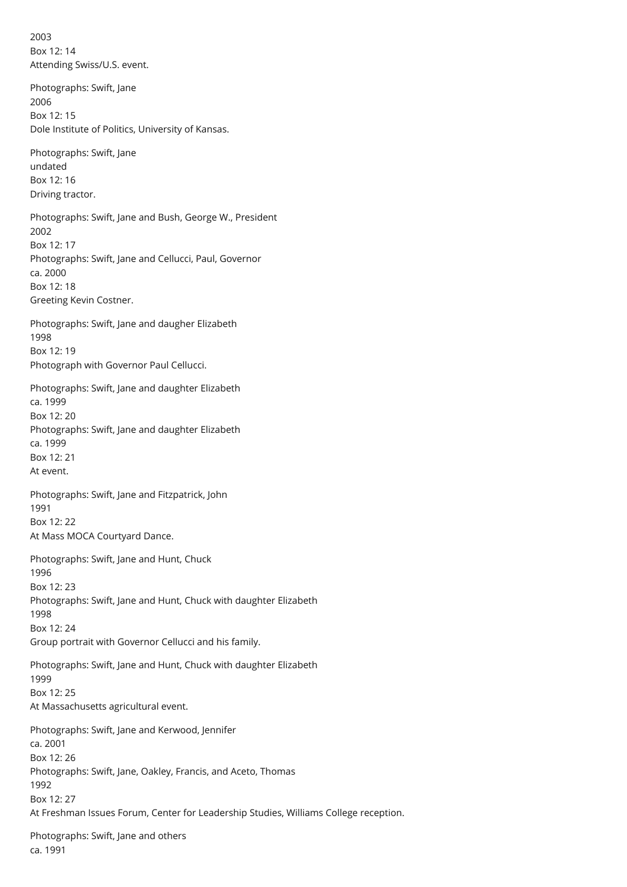2003
Box 12: 14
Attending Swiss/U.S. event.

Photographs: Swift, Jane
2006
Box 12: 15
Dole Institute of Politics, University of Kansas.

Photographs: Swift, Jane
undated
Box 12: 16
Driving tractor.

Photographs: Swift, Jane and Bush, George W., President
2002
Box 12: 17
Photographs: Swift, Jane and Cellucci, Paul, Governor
ca. 2000
Box 12: 18
Greeting Kevin Costner.

Photographs: Swift, Jane and daugher Elizabeth
1998
Box 12: 19
Photograph with Governor Paul Cellucci.

Photographs: Swift, Jane and daughter Elizabeth
ca. 1999
Box 12: 20
Photographs: Swift, Jane and daughter Elizabeth
ca. 1999
Box 12: 21
At event.

Photographs: Swift, Jane and Fitzpatrick, John
1991
Box 12: 22
At Mass MOCA Courtyard Dance.

Photographs: Swift, Jane and Hunt, Chuck
1996
Box 12: 23
Photographs: Swift, Jane and Hunt, Chuck with daughter Elizabeth
1998
Box 12: 24
Group portrait with Governor Cellucci and his family.

Photographs: Swift, Jane and Hunt, Chuck with daughter Elizabeth
1999
Box 12: 25
At Massachusetts agricultural event.

Photographs: Swift, Jane and Kerwood, Jennifer
ca. 2001
Box 12: 26
Photographs: Swift, Jane, Oakley, Francis, and Aceto, Thomas
1992
Box 12: 27
At Freshman Issues Forum, Center for Leadership Studies, Williams College reception.

Photographs: Swift, Jane and others
ca. 1991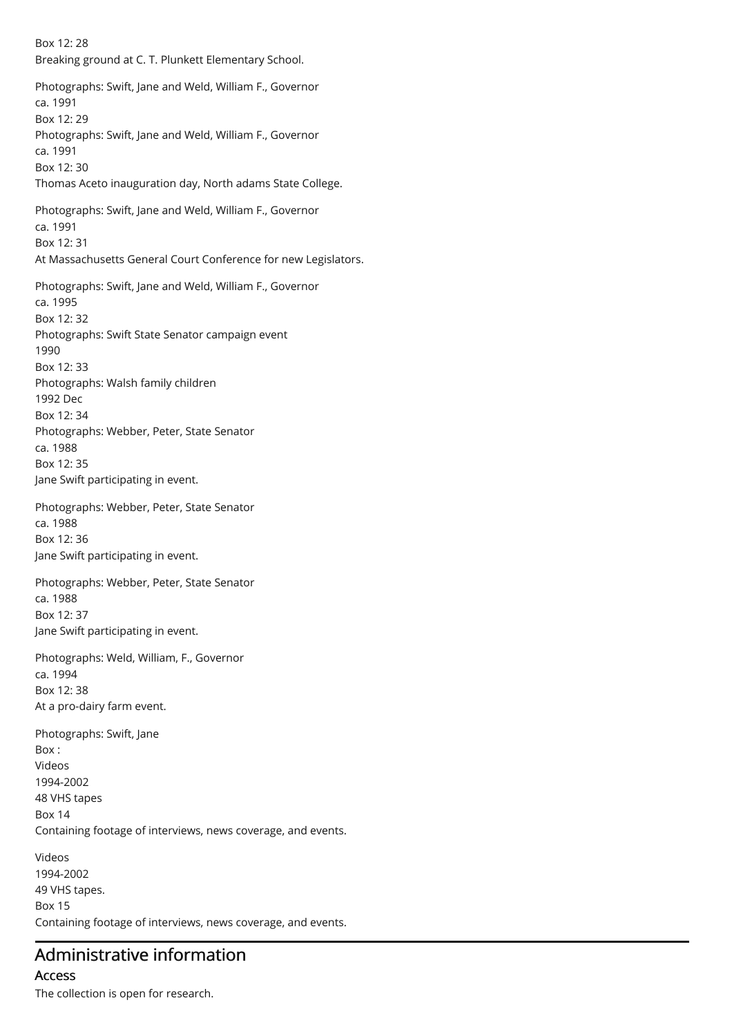Box 12: 28
Breaking ground at C. T. Plunkett Elementary School.

Photographs: Swift, Jane and Weld, William F., Governor
ca. 1991
Box 12: 29
Photographs: Swift, Jane and Weld, William F., Governor
ca. 1991
Box 12: 30
Thomas Aceto inauguration day, North adams State College.

Photographs: Swift, Jane and Weld, William F., Governor
ca. 1991
Box 12: 31
At Massachusetts General Court Conference for new Legislators.

Photographs: Swift, Jane and Weld, William F., Governor
ca. 1995
Box 12: 32
Photographs: Swift State Senator campaign event
1990
Box 12: 33
Photographs: Walsh family children
1992 Dec
Box 12: 34
Photographs: Webber, Peter, State Senator
ca. 1988
Box 12: 35
Jane Swift participating in event.

Photographs: Webber, Peter, State Senator
ca. 1988
Box 12: 36
Jane Swift participating in event.

Photographs: Webber, Peter, State Senator
ca. 1988
Box 12: 37
Jane Swift participating in event.

Photographs: Weld, William, F., Governor
ca. 1994
Box 12: 38
At a pro-dairy farm event.

Photographs: Swift, Jane
Box :
Videos
1994-2002
48 VHS tapes
Box 14
Containing footage of interviews, news coverage, and events.

Videos
1994-2002
49 VHS tapes.
Box 15
Containing footage of interviews, news coverage, and events.

## Administrative information

### Access

The collection is open for research.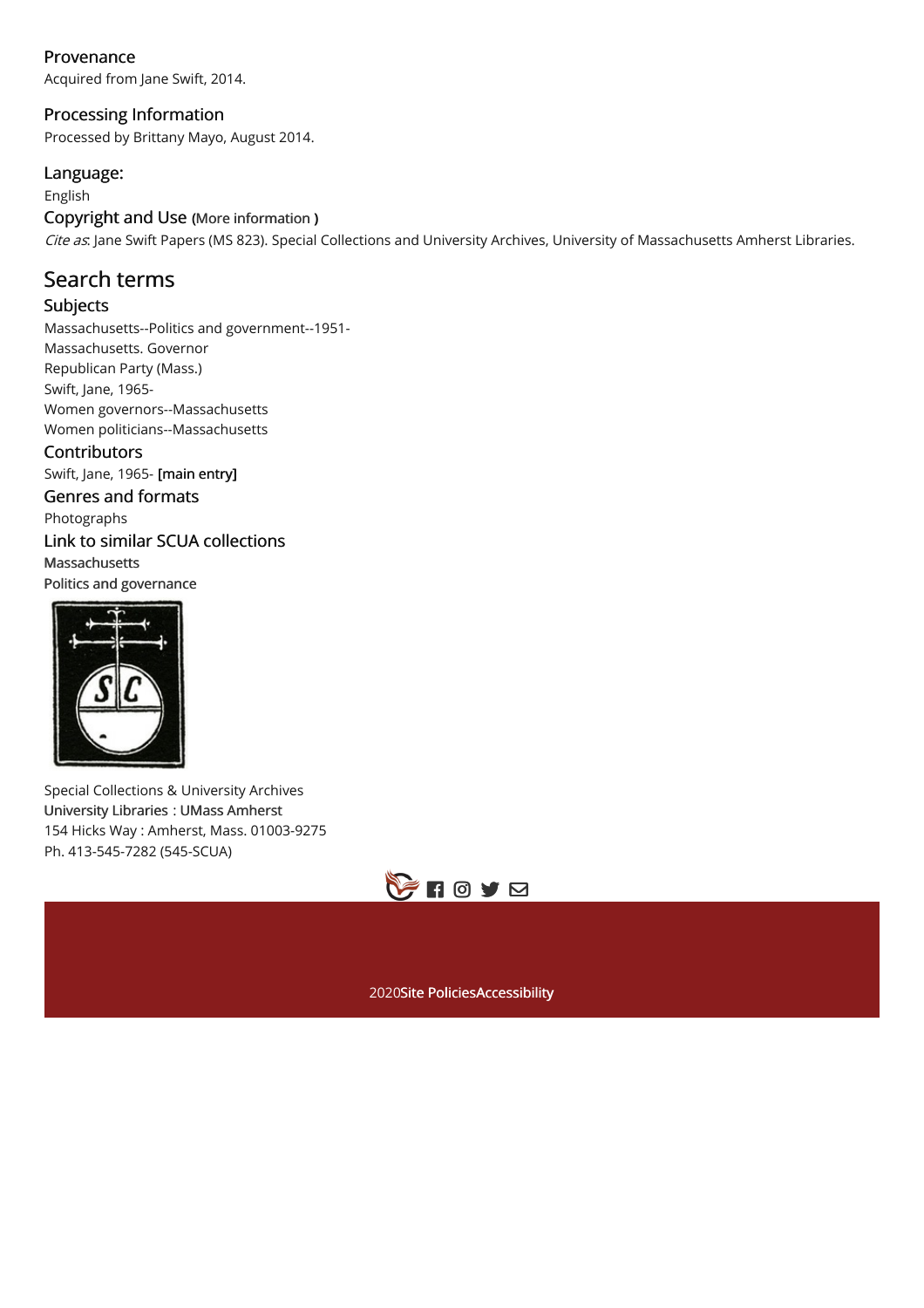### Provenance

Acquired from Jane Swift, 2014.

### Processing Information

Processed by Brittany Mayo, August 2014.

### Language:

English

### Copyright and Use (More information )

*Cite as*: Jane Swift Papers (MS 823). Special Collections and University Archives, University of Massachusetts Amherst Libraries.

## Search terms

### Subjects

Massachusetts--Politics and government--1951-
Massachusetts. Governor
Republican Party (Mass.)
Swift, Jane, 1965-
Women governors--Massachusetts
Women politicians--Massachusetts

### Contributors

Swift, Jane, 1965- **[main entry]**

### Genres and formats

Photographs

### Link to similar SCUA collections

Massachusetts
Politics and governance

Special Collections & University Archives
University Libraries : UMass Amherst
154 Hicks Way : Amherst, Mass. 01003-9275
Ph. 413-545-7282 (545-SCUA)

2020 Site Policies Accessibility